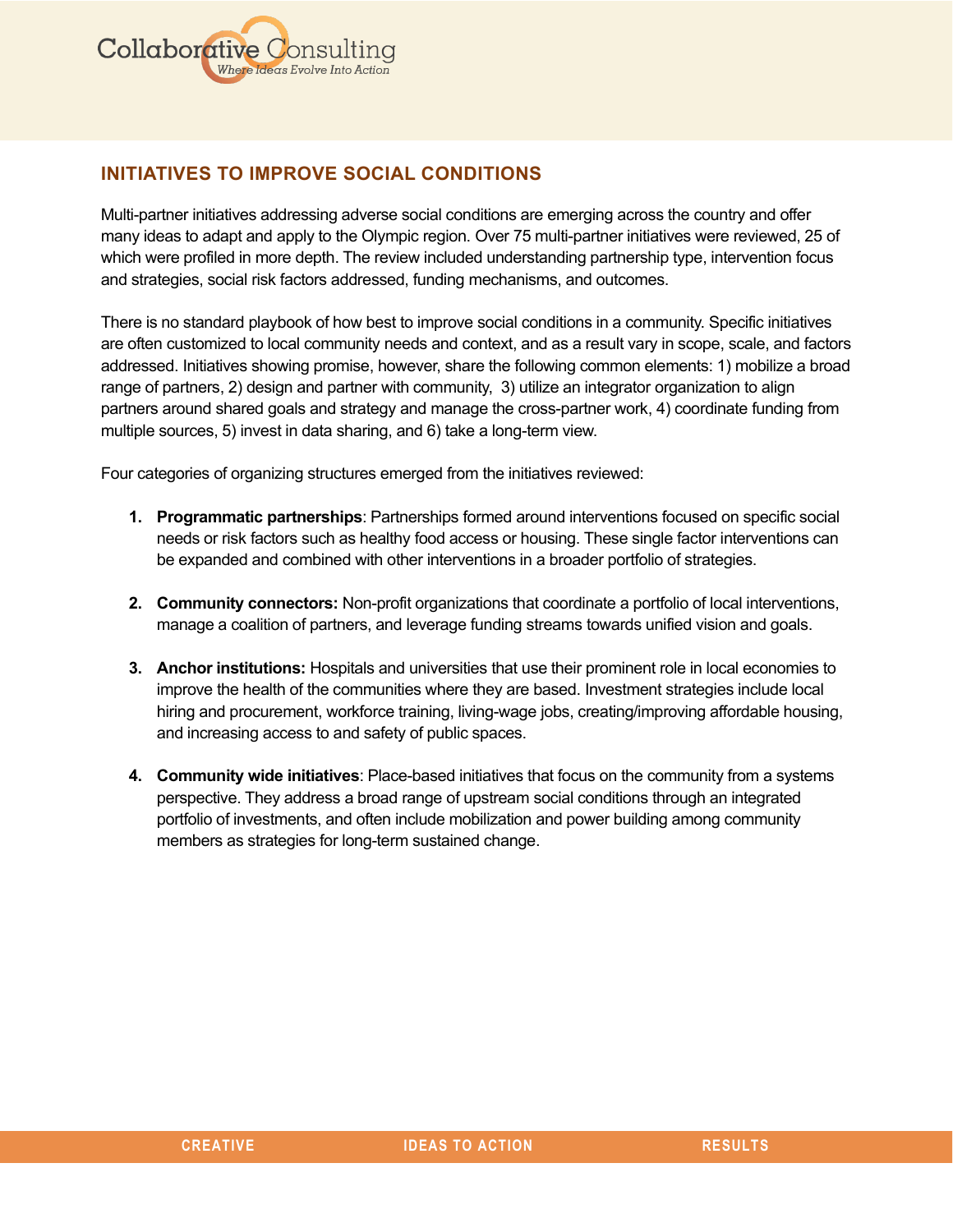## INITIATIVES TO IMPROVE SOCIAL CONDITIONS

Multi-partner initiatives addressing adverse social conditions are emerging across the country and offer many ideas to adapt and apply to the Olympic region. Over 75 multi-partner initiatives were reviewed, 25 of which were profiled in more depth. The review included understanding partnership type, intervention focus and strategies, social risk factors addressed, funding mechanisms, and outcomes.

There is no standard playbook of how best to improve social conditions in a community. Specific initiatives are often customized to local community needs and context, and as a result vary in scope, scale, and factors addressed. Initiatives showing promise, however, share the following common elements: 1) mobilize a broad range of partners, 2) design and partner with community, 3) utilize an integrator organization to align partners around shared goals and strategy and manage the cross-partner work, 4) coordinate funding from multiple sources, 5) invest in data sharing, and 6) take a long-term view.

Four categories of organizing structures emerged from the initiatives reviewed:

1. **Programmatic partnerships**: Partnerships formed around interventions focused on specific social needs or risk factors such as healthy food access or housing. These single factor interventions can be expanded and combined with other interventions in a broader portfolio of strategies.

2. **Community connectors:** Non-profit organizations that coordinate a portfolio of local interventions, manage a coalition of partners, and leverage funding streams towards unified vision and goals.

3. **Anchor institutions:** Hospitals and universities that use their prominent role in local economies to improve the health of the communities where they are based. Investment strategies include local hiring and procurement, workforce training, living-wage jobs, creating/improving affordable housing, and increasing access to and safety of public spaces.

4. **Community wide initiatives**: Place-based initiatives that focus on the community from a systems perspective. They address a broad range of upstream social conditions through an integrated portfolio of investments, and often include mobilization and power building among community members as strategies for long-term sustained change.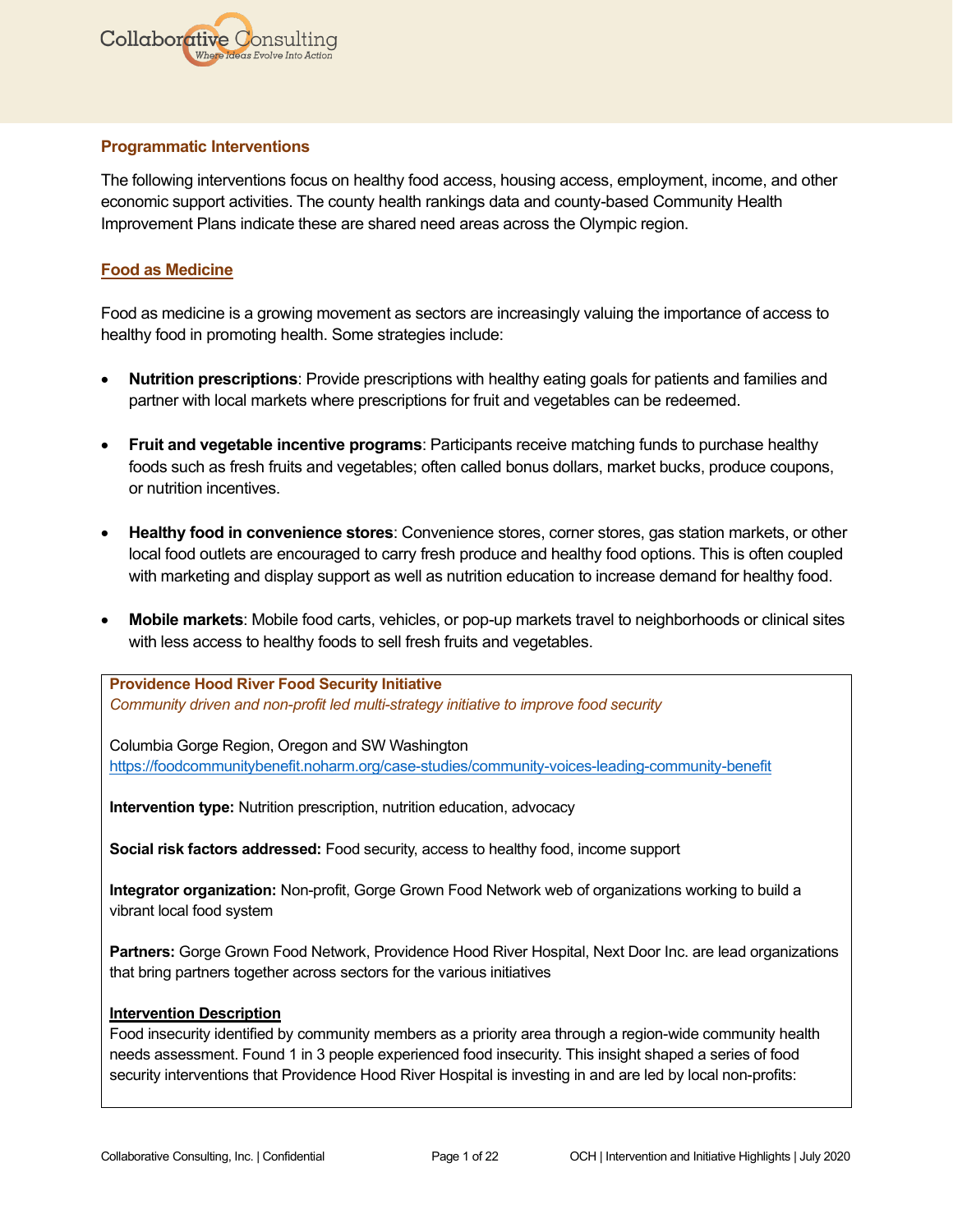## Programmatic Interventions

The following interventions focus on healthy food access, housing access, employment, income, and other economic support activities. The county health rankings data and county-based Community Health Improvement Plans indicate these are shared need areas across the Olympic region.

### Food as Medicine

Food as medicine is a growing movement as sectors are increasingly valuing the importance of access to healthy food in promoting health. Some strategies include:

- **Nutrition prescriptions**: Provide prescriptions with healthy eating goals for patients and families and partner with local markets where prescriptions for fruit and vegetables can be redeemed.
- **Fruit and vegetable incentive programs**: Participants receive matching funds to purchase healthy foods such as fresh fruits and vegetables; often called bonus dollars, market bucks, produce coupons, or nutrition incentives.
- **Healthy food in convenience stores**: Convenience stores, corner stores, gas station markets, or other local food outlets are encouraged to carry fresh produce and healthy food options. This is often coupled with marketing and display support as well as nutrition education to increase demand for healthy food.
- **Mobile markets**: Mobile food carts, vehicles, or pop-up markets travel to neighborhoods or clinical sites with less access to healthy foods to sell fresh fruits and vegetables.

**Providence Hood River Food Security Initiative**

*Community driven and non-profit led multi-strategy initiative to improve food security*

Columbia Gorge Region, Oregon and SW Washington
https://foodcommunitybenefit.noharm.org/case-studies/community-voices-leading-community-benefit

**Intervention type:** Nutrition prescription, nutrition education, advocacy

**Social risk factors addressed:** Food security, access to healthy food, income support

**Integrator organization:** Non-profit, Gorge Grown Food Network web of organizations working to build a vibrant local food system

**Partners:** Gorge Grown Food Network, Providence Hood River Hospital, Next Door Inc. are lead organizations that bring partners together across sectors for the various initiatives

**Intervention Description**

Food insecurity identified by community members as a priority area through a region-wide community health needs assessment. Found 1 in 3 people experienced food insecurity. This insight shaped a series of food security interventions that Providence Hood River Hospital is investing in and are led by local non-profits: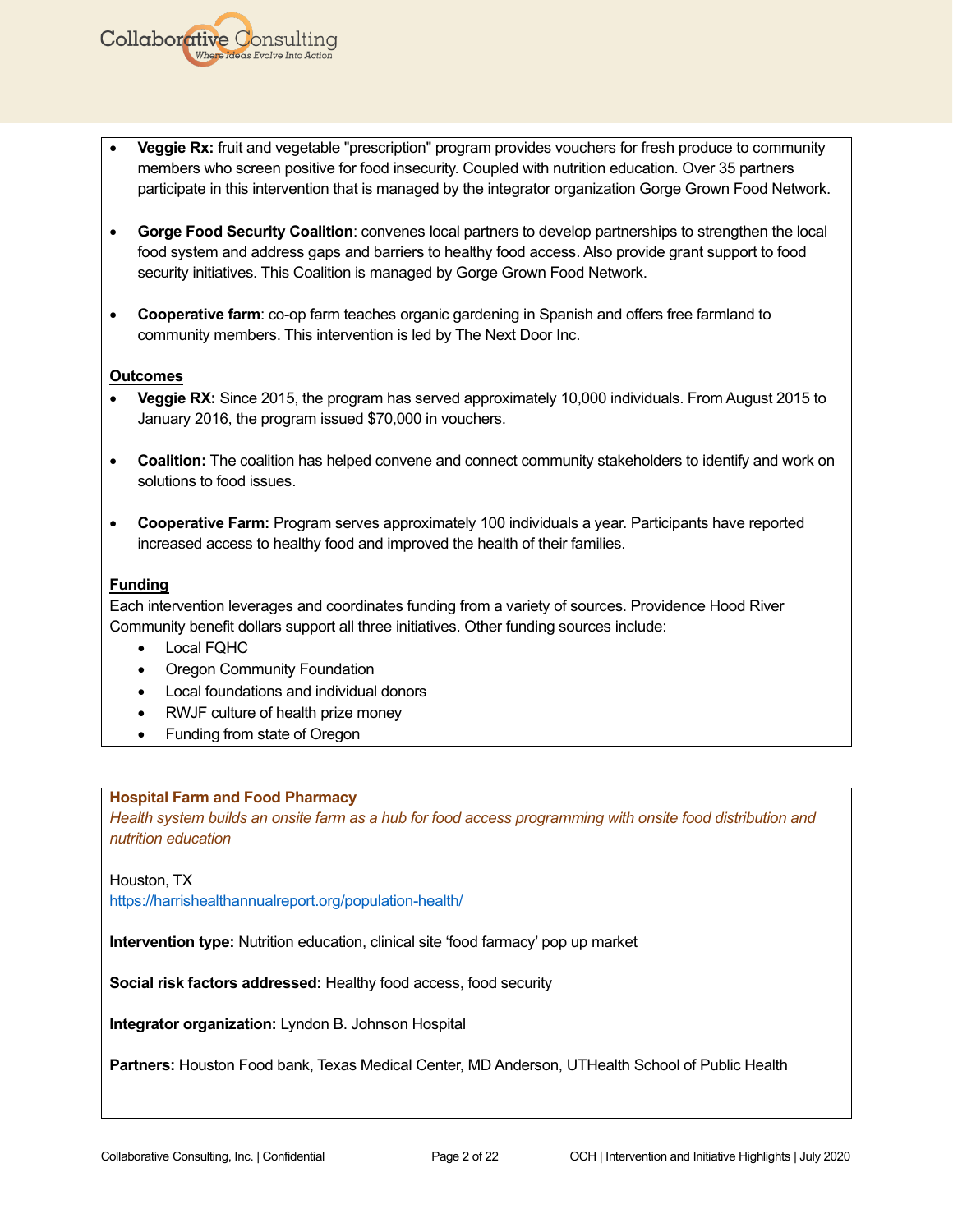- **Veggie Rx:** fruit and vegetable "prescription" program provides vouchers for fresh produce to community members who screen positive for food insecurity. Coupled with nutrition education. Over 35 partners participate in this intervention that is managed by the integrator organization Gorge Grown Food Network.

- **Gorge Food Security Coalition**: convenes local partners to develop partnerships to strengthen the local food system and address gaps and barriers to healthy food access. Also provide grant support to food security initiatives. This Coalition is managed by Gorge Grown Food Network.

- **Cooperative farm**: co-op farm teaches organic gardening in Spanish and offers free farmland to community members. This intervention is led by The Next Door Inc.

**Outcomes**

- **Veggie RX:** Since 2015, the program has served approximately 10,000 individuals. From August 2015 to January 2016, the program issued $70,000 in vouchers.

- **Coalition:** The coalition has helped convene and connect community stakeholders to identify and work on solutions to food issues.

- **Cooperative Farm:** Program serves approximately 100 individuals a year. Participants have reported increased access to healthy food and improved the health of their families.

**Funding**

Each intervention leverages and coordinates funding from a variety of sources. Providence Hood River Community benefit dollars support all three initiatives. Other funding sources include:

- Local FQHC
- Oregon Community Foundation
- Local foundations and individual donors
- RWJF culture of health prize money
- Funding from state of Oregon

**Hospital Farm and Food Pharmacy**

*Health system builds an onsite farm as a hub for food access programming with onsite food distribution and nutrition education*

Houston, TX
https://harrishealthannualreport.org/population-health/

**Intervention type:** Nutrition education, clinical site 'food farmacy' pop up market

**Social risk factors addressed:** Healthy food access, food security

**Integrator organization:** Lyndon B. Johnson Hospital

**Partners:** Houston Food bank, Texas Medical Center, MD Anderson, UTHealth School of Public Health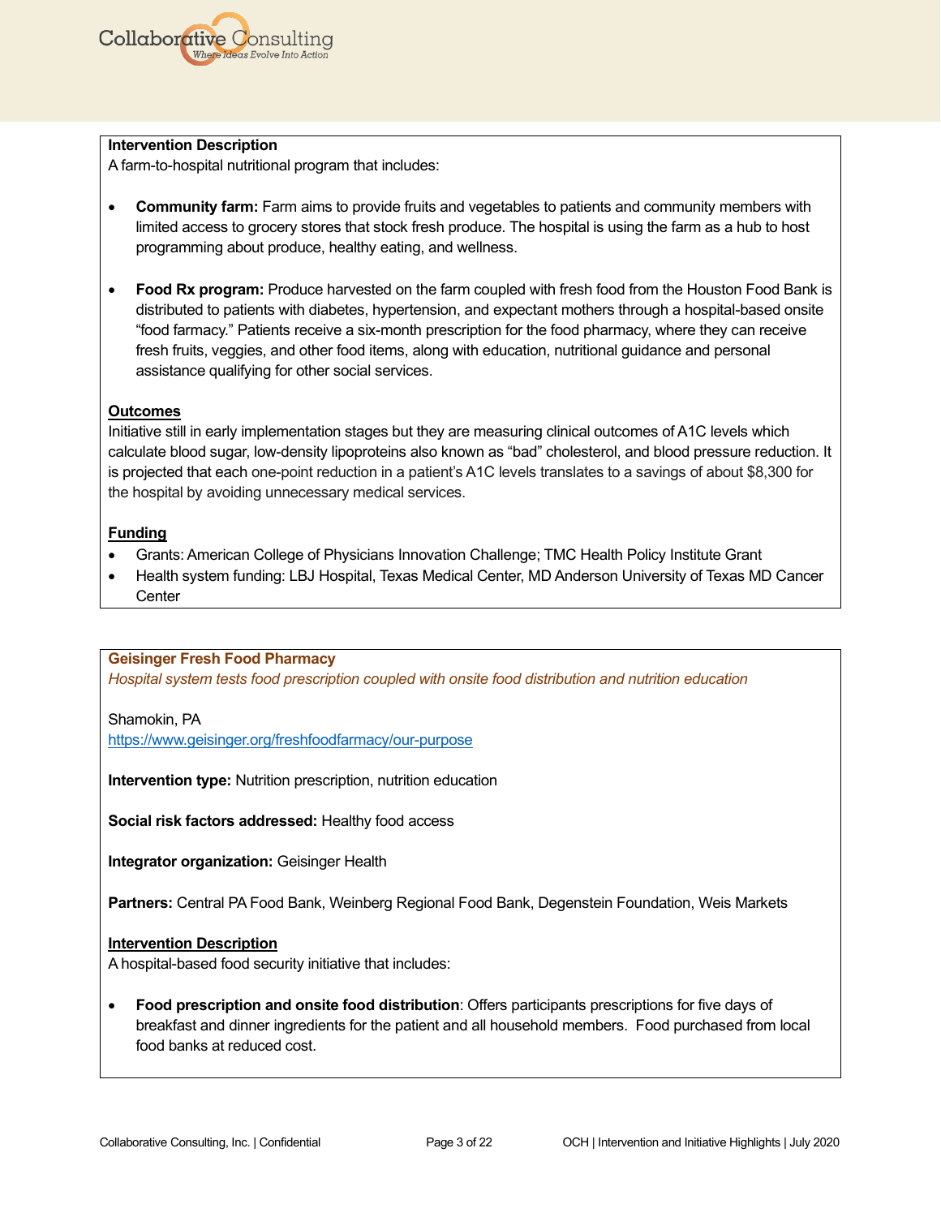**Intervention Description**

A farm-to-hospital nutritional program that includes:

- **Community farm:** Farm aims to provide fruits and vegetables to patients and community members with limited access to grocery stores that stock fresh produce. The hospital is using the farm as a hub to host programming about produce, healthy eating, and wellness.

- **Food Rx program:** Produce harvested on the farm coupled with fresh food from the Houston Food Bank is distributed to patients with diabetes, hypertension, and expectant mothers through a hospital-based onsite "food farmacy." Patients receive a six-month prescription for the food pharmacy, where they can receive fresh fruits, veggies, and other food items, along with education, nutritional guidance and personal assistance qualifying for other social services.

**Outcomes**

Initiative still in early implementation stages but they are measuring clinical outcomes of A1C levels which calculate blood sugar, low-density lipoproteins also known as "bad" cholesterol, and blood pressure reduction. It is projected that each one-point reduction in a patient's A1C levels translates to a savings of about $8,300 for the hospital by avoiding unnecessary medical services.

**Funding**

- Grants: American College of Physicians Innovation Challenge; TMC Health Policy Institute Grant
- Health system funding: LBJ Hospital, Texas Medical Center, MD Anderson University of Texas MD Cancer Center

## Geisinger Fresh Food Pharmacy

*Hospital system tests food prescription coupled with onsite food distribution and nutrition education*

Shamokin, PA

https://www.geisinger.org/freshfoodfarmacy/our-purpose

**Intervention type:** Nutrition prescription, nutrition education

**Social risk factors addressed:** Healthy food access

**Integrator organization:** Geisinger Health

**Partners:** Central PA Food Bank, Weinberg Regional Food Bank, Degenstein Foundation, Weis Markets

**Intervention Description**

A hospital-based food security initiative that includes:

- **Food prescription and onsite food distribution**: Offers participants prescriptions for five days of breakfast and dinner ingredients for the patient and all household members. Food purchased from local food banks at reduced cost.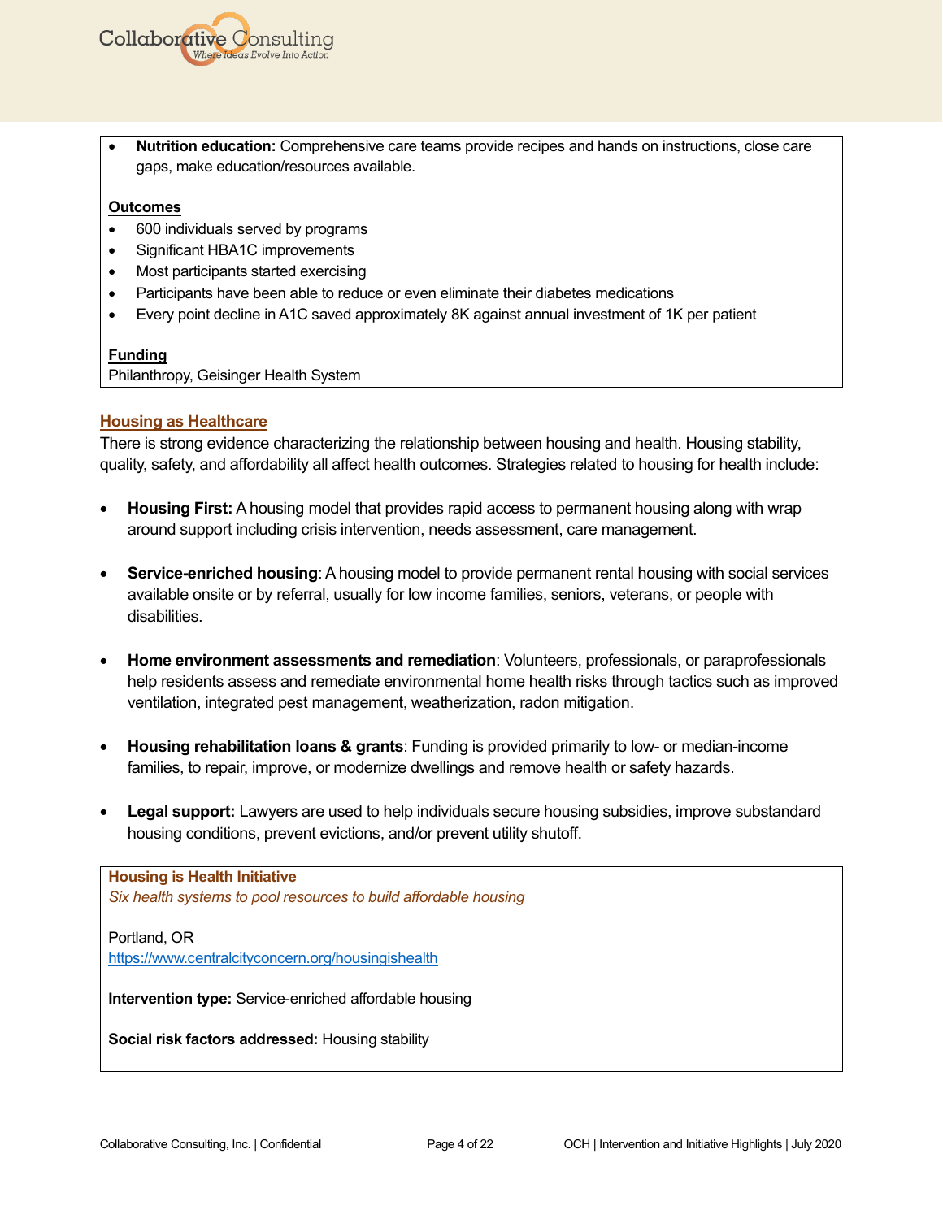- **Nutrition education:** Comprehensive care teams provide recipes and hands on instructions, close care gaps, make education/resources available.

**Outcomes**

- 600 individuals served by programs
- Significant HBA1C improvements
- Most participants started exercising
- Participants have been able to reduce or even eliminate their diabetes medications
- Every point decline in A1C saved approximately 8K against annual investment of 1K per patient

**Funding**

Philanthropy, Geisinger Health System

## Housing as Healthcare

There is strong evidence characterizing the relationship between housing and health. Housing stability, quality, safety, and affordability all affect health outcomes. Strategies related to housing for health include:

- **Housing First:** A housing model that provides rapid access to permanent housing along with wrap around support including crisis intervention, needs assessment, care management.

- **Service-enriched housing**: A housing model to provide permanent rental housing with social services available onsite or by referral, usually for low income families, seniors, veterans, or people with disabilities.

- **Home environment assessments and remediation**: Volunteers, professionals, or paraprofessionals help residents assess and remediate environmental home health risks through tactics such as improved ventilation, integrated pest management, weatherization, radon mitigation.

- **Housing rehabilitation loans & grants**: Funding is provided primarily to low- or median-income families, to repair, improve, or modernize dwellings and remove health or safety hazards.

- **Legal support:** Lawyers are used to help individuals secure housing subsidies, improve substandard housing conditions, prevent evictions, and/or prevent utility shutoff.

### Housing is Health Initiative

*Six health systems to pool resources to build affordable housing*

Portland, OR
https://www.centralcityconcern.org/housingishealth

**Intervention type:** Service-enriched affordable housing

**Social risk factors addressed:** Housing stability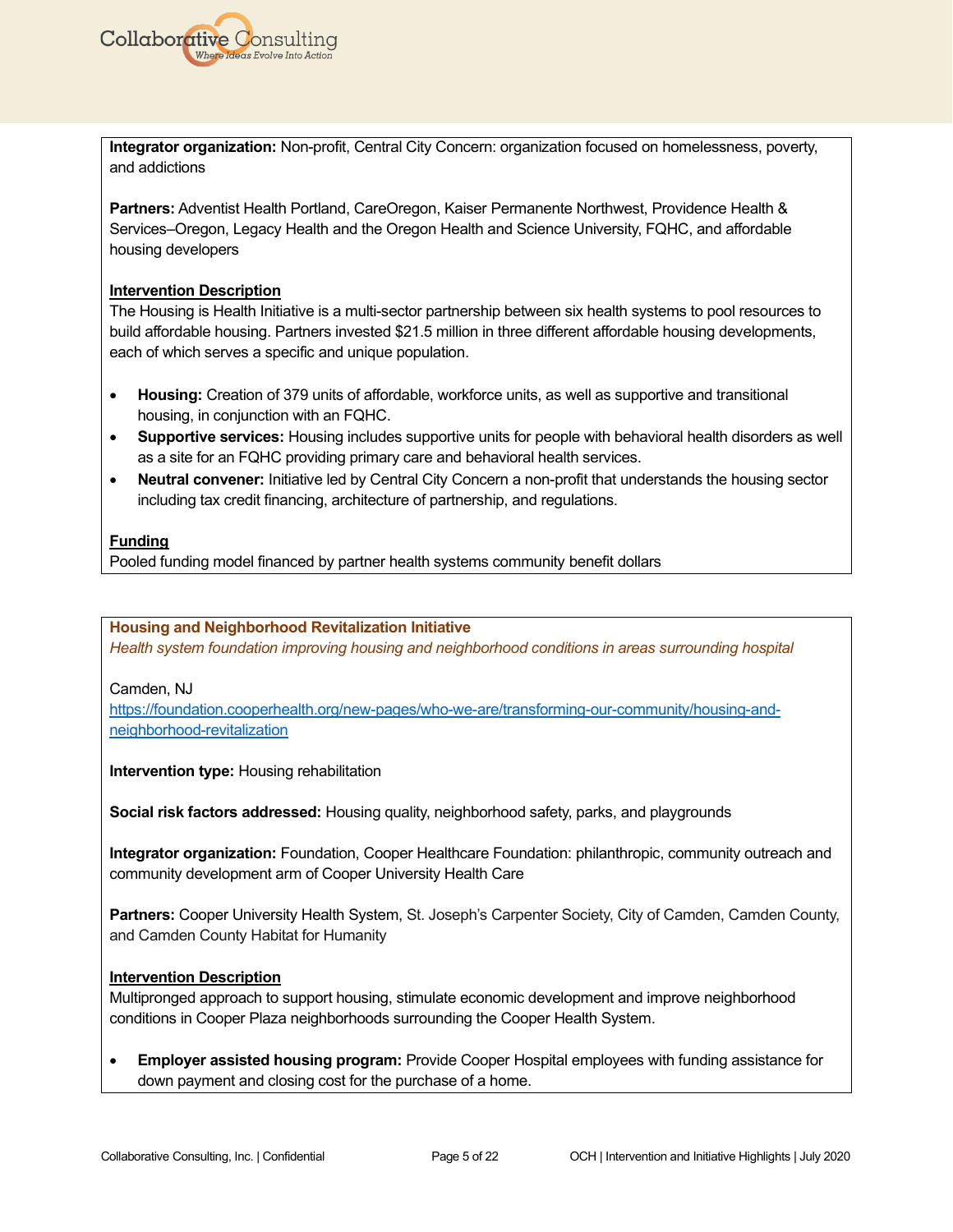**Integrator organization:** Non-profit, Central City Concern: organization focused on homelessness, poverty, and addictions

**Partners:** Adventist Health Portland, CareOregon, Kaiser Permanente Northwest, Providence Health & Services–Oregon, Legacy Health and the Oregon Health and Science University, FQHC, and affordable housing developers

**Intervention Description**

The Housing is Health Initiative is a multi-sector partnership between six health systems to pool resources to build affordable housing. Partners invested $21.5 million in three different affordable housing developments, each of which serves a specific and unique population.

- **Housing:** Creation of 379 units of affordable, workforce units, as well as supportive and transitional housing, in conjunction with an FQHC.
- **Supportive services:** Housing includes supportive units for people with behavioral health disorders as well as a site for an FQHC providing primary care and behavioral health services.
- **Neutral convener:** Initiative led by Central City Concern a non-profit that understands the housing sector including tax credit financing, architecture of partnership, and regulations.

**Funding**

Pooled funding model financed by partner health systems community benefit dollars

---

**Housing and Neighborhood Revitalization Initiative**

*Health system foundation improving housing and neighborhood conditions in areas surrounding hospital*

Camden, NJ

https://foundation.cooperhealth.org/new-pages/who-we-are/transforming-our-community/housing-and-neighborhood-revitalization

**Intervention type:** Housing rehabilitation

**Social risk factors addressed:** Housing quality, neighborhood safety, parks, and playgrounds

**Integrator organization:** Foundation, Cooper Healthcare Foundation: philanthropic, community outreach and community development arm of Cooper University Health Care

**Partners:** Cooper University Health System, St. Joseph's Carpenter Society, City of Camden, Camden County, and Camden County Habitat for Humanity

**Intervention Description**

Multipronged approach to support housing, stimulate economic development and improve neighborhood conditions in Cooper Plaza neighborhoods surrounding the Cooper Health System.

- **Employer assisted housing program:** Provide Cooper Hospital employees with funding assistance for down payment and closing cost for the purchase of a home.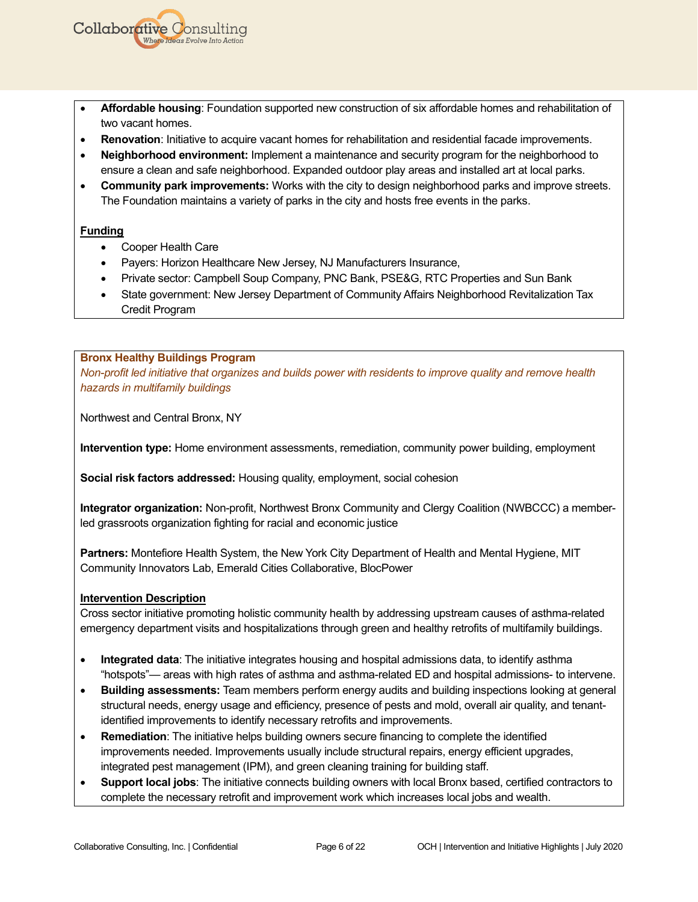- **Affordable housing**: Foundation supported new construction of six affordable homes and rehabilitation of two vacant homes.
- **Renovation**: Initiative to acquire vacant homes for rehabilitation and residential facade improvements.
- **Neighborhood environment:** Implement a maintenance and security program for the neighborhood to ensure a clean and safe neighborhood. Expanded outdoor play areas and installed art at local parks.
- **Community park improvements:** Works with the city to design neighborhood parks and improve streets. The Foundation maintains a variety of parks in the city and hosts free events in the parks.

**Funding**

- Cooper Health Care
- Payers: Horizon Healthcare New Jersey, NJ Manufacturers Insurance,
- Private sector: Campbell Soup Company, PNC Bank, PSE&G, RTC Properties and Sun Bank
- State government: New Jersey Department of Community Affairs Neighborhood Revitalization Tax Credit Program

### Bronx Healthy Buildings Program

*Non-profit led initiative that organizes and builds power with residents to improve quality and remove health hazards in multifamily buildings*

Northwest and Central Bronx, NY

**Intervention type:** Home environment assessments, remediation, community power building, employment

**Social risk factors addressed:** Housing quality, employment, social cohesion

**Integrator organization:** Non-profit, Northwest Bronx Community and Clergy Coalition (NWBCCC) a member-led grassroots organization fighting for racial and economic justice

**Partners:** Montefiore Health System, the New York City Department of Health and Mental Hygiene, MIT Community Innovators Lab, Emerald Cities Collaborative, BlocPower

**Intervention Description**

Cross sector initiative promoting holistic community health by addressing upstream causes of asthma-related emergency department visits and hospitalizations through green and healthy retrofits of multifamily buildings.

- **Integrated data**: The initiative integrates housing and hospital admissions data, to identify asthma "hotspots"— areas with high rates of asthma and asthma-related ED and hospital admissions- to intervene.
- **Building assessments:** Team members perform energy audits and building inspections looking at general structural needs, energy usage and efficiency, presence of pests and mold, overall air quality, and tenant-identified improvements to identify necessary retrofits and improvements.
- **Remediation**: The initiative helps building owners secure financing to complete the identified improvements needed. Improvements usually include structural repairs, energy efficient upgrades, integrated pest management (IPM), and green cleaning training for building staff.
- **Support local jobs**: The initiative connects building owners with local Bronx based, certified contractors to complete the necessary retrofit and improvement work which increases local jobs and wealth.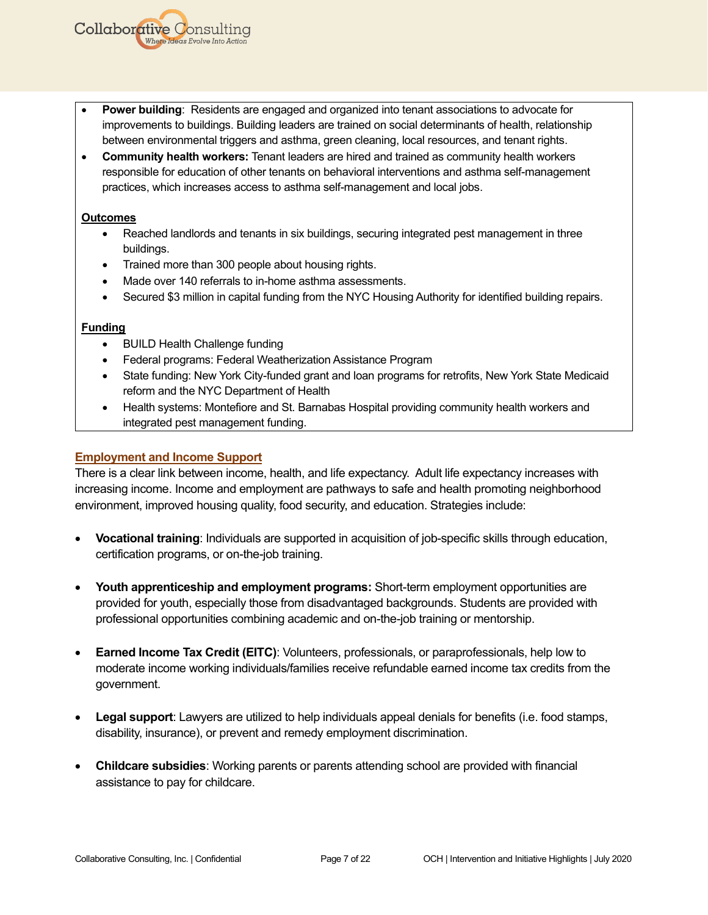- **Power building**: Residents are engaged and organized into tenant associations to advocate for improvements to buildings. Building leaders are trained on social determinants of health, relationship between environmental triggers and asthma, green cleaning, local resources, and tenant rights.
- **Community health workers:** Tenant leaders are hired and trained as community health workers responsible for education of other tenants on behavioral interventions and asthma self-management practices, which increases access to asthma self-management and local jobs.

**Outcomes**

- Reached landlords and tenants in six buildings, securing integrated pest management in three buildings.
- Trained more than 300 people about housing rights.
- Made over 140 referrals to in-home asthma assessments.
- Secured $3 million in capital funding from the NYC Housing Authority for identified building repairs.

**Funding**

- BUILD Health Challenge funding
- Federal programs: Federal Weatherization Assistance Program
- State funding: New York City-funded grant and loan programs for retrofits, New York State Medicaid reform and the NYC Department of Health
- Health systems: Montefiore and St. Barnabas Hospital providing community health workers and integrated pest management funding.

## Employment and Income Support

There is a clear link between income, health, and life expectancy. Adult life expectancy increases with increasing income. Income and employment are pathways to safe and health promoting neighborhood environment, improved housing quality, food security, and education. Strategies include:

- **Vocational training**: Individuals are supported in acquisition of job-specific skills through education, certification programs, or on-the-job training.

- **Youth apprenticeship and employment programs:** Short-term employment opportunities are provided for youth, especially those from disadvantaged backgrounds. Students are provided with professional opportunities combining academic and on-the-job training or mentorship.

- **Earned Income Tax Credit (EITC)**: Volunteers, professionals, or paraprofessionals, help low to moderate income working individuals/families receive refundable earned income tax credits from the government.

- **Legal support**: Lawyers are utilized to help individuals appeal denials for benefits (i.e. food stamps, disability, insurance), or prevent and remedy employment discrimination.

- **Childcare subsidies**: Working parents or parents attending school are provided with financial assistance to pay for childcare.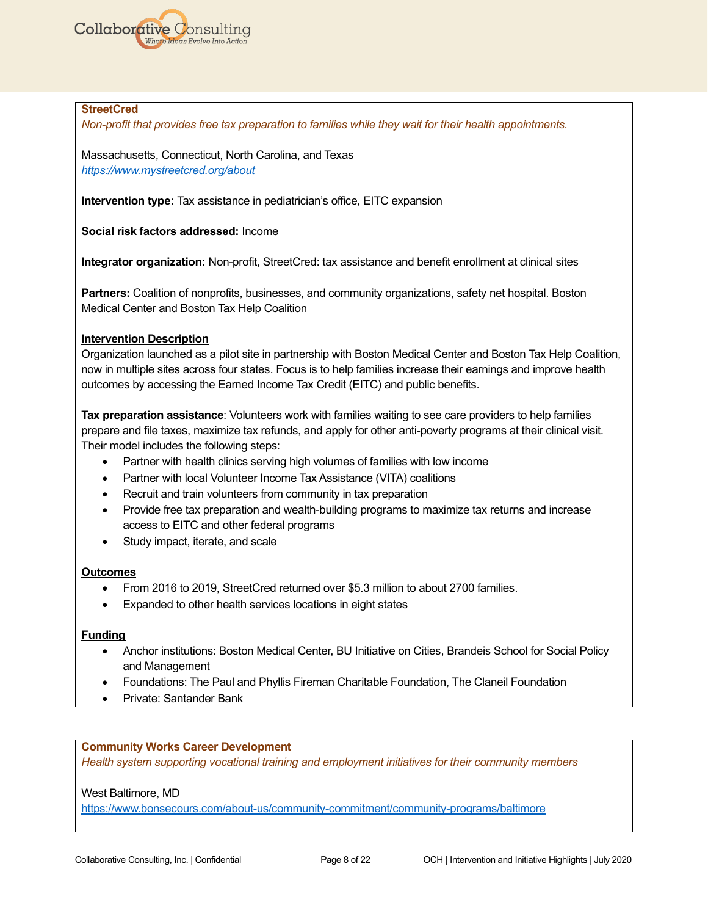### StreetCred

*Non-profit that provides free tax preparation to families while they wait for their health appointments.*

Massachusetts, Connecticut, North Carolina, and Texas
https://www.mystreetcred.org/about

**Intervention type:** Tax assistance in pediatrician's office, EITC expansion

**Social risk factors addressed:** Income

**Integrator organization:** Non-profit, StreetCred: tax assistance and benefit enrollment at clinical sites

**Partners:** Coalition of nonprofits, businesses, and community organizations, safety net hospital. Boston Medical Center and Boston Tax Help Coalition

**Intervention Description**

Organization launched as a pilot site in partnership with Boston Medical Center and Boston Tax Help Coalition, now in multiple sites across four states. Focus is to help families increase their earnings and improve health outcomes by accessing the Earned Income Tax Credit (EITC) and public benefits.

**Tax preparation assistance**: Volunteers work with families waiting to see care providers to help families prepare and file taxes, maximize tax refunds, and apply for other anti-poverty programs at their clinical visit. Their model includes the following steps:

- Partner with health clinics serving high volumes of families with low income
- Partner with local Volunteer Income Tax Assistance (VITA) coalitions
- Recruit and train volunteers from community in tax preparation
- Provide free tax preparation and wealth-building programs to maximize tax returns and increase access to EITC and other federal programs
- Study impact, iterate, and scale

**Outcomes**

- From 2016 to 2019, StreetCred returned over $5.3 million to about 2700 families.
- Expanded to other health services locations in eight states

**Funding**

- Anchor institutions: Boston Medical Center, BU Initiative on Cities, Brandeis School for Social Policy and Management
- Foundations: The Paul and Phyllis Fireman Charitable Foundation, The Claneil Foundation
- Private: Santander Bank

### Community Works Career Development

*Health system supporting vocational training and employment initiatives for their community members*

West Baltimore, MD
https://www.bonsecours.com/about-us/community-commitment/community-programs/baltimore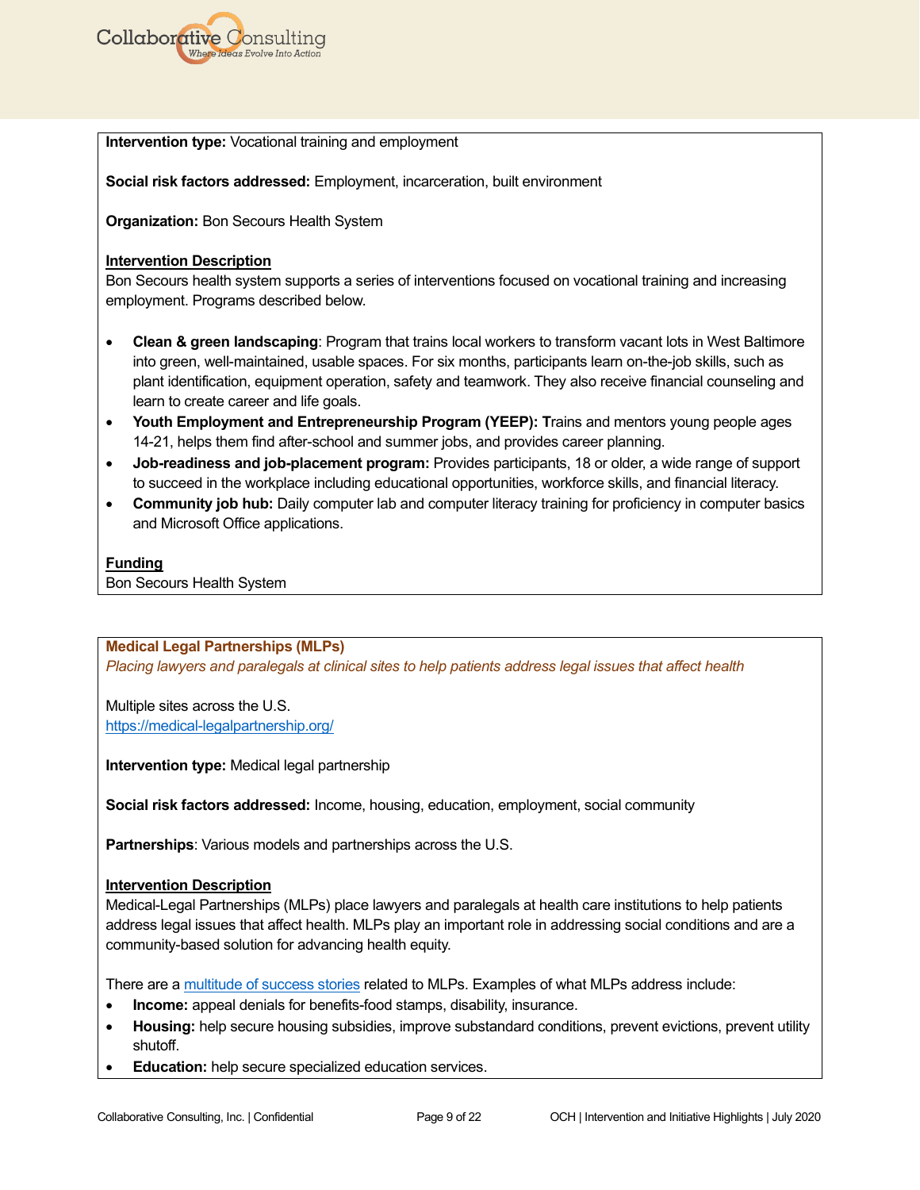**Intervention type:** Vocational training and employment

**Social risk factors addressed:** Employment, incarceration, built environment

**Organization:** Bon Secours Health System

**Intervention Description**

Bon Secours health system supports a series of interventions focused on vocational training and increasing employment. Programs described below.

- **Clean & green landscaping**: Program that trains local workers to transform vacant lots in West Baltimore into green, well-maintained, usable spaces. For six months, participants learn on-the-job skills, such as plant identification, equipment operation, safety and teamwork. They also receive financial counseling and learn to create career and life goals.
- **Youth Employment and Entrepreneurship Program (YEEP): T**rains and mentors young people ages 14-21, helps them find after-school and summer jobs, and provides career planning.
- **Job-readiness and job-placement program:** Provides participants, 18 or older, a wide range of support to succeed in the workplace including educational opportunities, workforce skills, and financial literacy.
- **Community job hub:** Daily computer lab and computer literacy training for proficiency in computer basics and Microsoft Office applications.

**Funding**

Bon Secours Health System

**Medical Legal Partnerships (MLPs)**

*Placing lawyers and paralegals at clinical sites to help patients address legal issues that affect health*

Multiple sites across the U.S.
https://medical-legalpartnership.org/

**Intervention type:** Medical legal partnership

**Social risk factors addressed:** Income, housing, education, employment, social community

**Partnerships**: Various models and partnerships across the U.S.

**Intervention Description**

Medical-Legal Partnerships (MLPs) place lawyers and paralegals at health care institutions to help patients address legal issues that affect health. MLPs play an important role in addressing social conditions and are a community-based solution for advancing health equity.

There are a multitude of success stories related to MLPs. Examples of what MLPs address include:

- **Income:** appeal denials for benefits-food stamps, disability, insurance.
- **Housing:** help secure housing subsidies, improve substandard conditions, prevent evictions, prevent utility shutoff.
- **Education:** help secure specialized education services.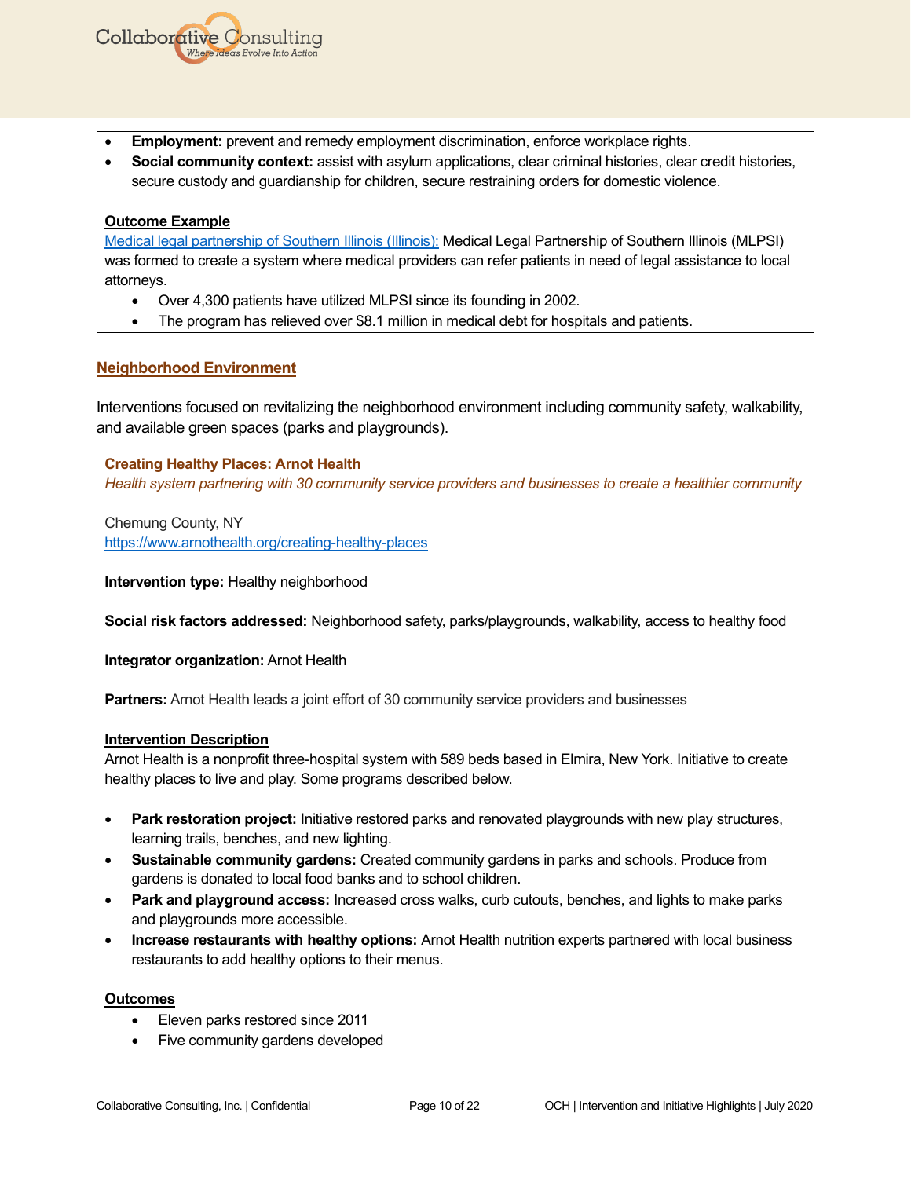- **Employment:** prevent and remedy employment discrimination, enforce workplace rights.
- **Social community context:** assist with asylum applications, clear criminal histories, clear credit histories, secure custody and guardianship for children, secure restraining orders for domestic violence.

**Outcome Example**

Medical legal partnership of Southern Illinois (Illinois): Medical Legal Partnership of Southern Illinois (MLPSI) was formed to create a system where medical providers can refer patients in need of legal assistance to local attorneys.

- Over 4,300 patients have utilized MLPSI since its founding in 2002.
- The program has relieved over $8.1 million in medical debt for hospitals and patients.

## Neighborhood Environment

Interventions focused on revitalizing the neighborhood environment including community safety, walkability, and available green spaces (parks and playgrounds).

### Creating Healthy Places: Arnot Health

*Health system partnering with 30 community service providers and businesses to create a healthier community*

Chemung County, NY
https://www.arnothealth.org/creating-healthy-places

**Intervention type:** Healthy neighborhood

**Social risk factors addressed:** Neighborhood safety, parks/playgrounds, walkability, access to healthy food

**Integrator organization:** Arnot Health

**Partners:** Arnot Health leads a joint effort of 30 community service providers and businesses

**Intervention Description**

Arnot Health is a nonprofit three-hospital system with 589 beds based in Elmira, New York. Initiative to create healthy places to live and play. Some programs described below.

- **Park restoration project:** Initiative restored parks and renovated playgrounds with new play structures, learning trails, benches, and new lighting.
- **Sustainable community gardens:** Created community gardens in parks and schools. Produce from gardens is donated to local food banks and to school children.
- **Park and playground access:** Increased cross walks, curb cutouts, benches, and lights to make parks and playgrounds more accessible.
- **Increase restaurants with healthy options:** Arnot Health nutrition experts partnered with local business restaurants to add healthy options to their menus.

**Outcomes**

- Eleven parks restored since 2011
- Five community gardens developed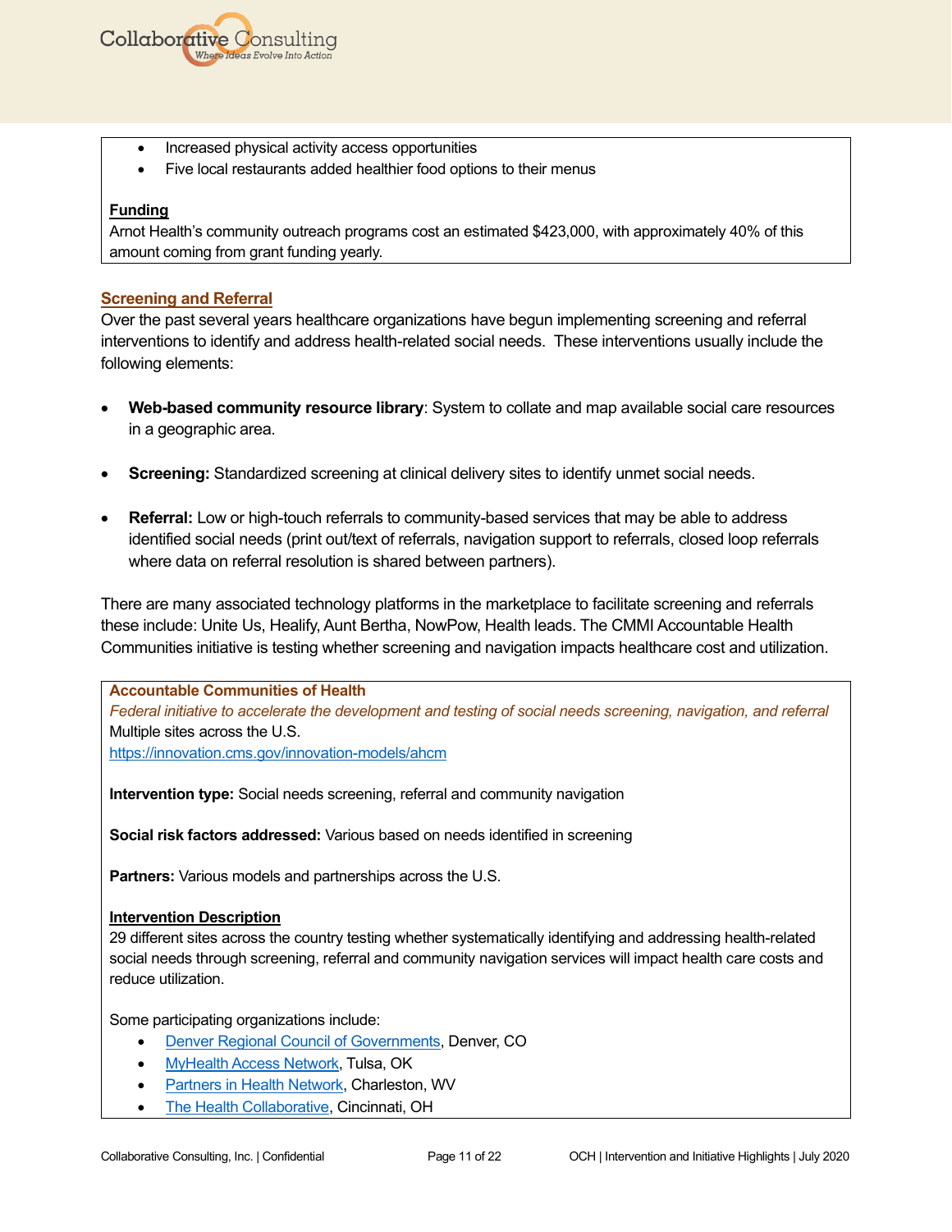- Increased physical activity access opportunities
- Five local restaurants added healthier food options to their menus

**Funding**
Arnot Health's community outreach programs cost an estimated $423,000, with approximately 40% of this amount coming from grant funding yearly.

## Screening and Referral

Over the past several years healthcare organizations have begun implementing screening and referral interventions to identify and address health-related social needs. These interventions usually include the following elements:

- **Web-based community resource library**: System to collate and map available social care resources in a geographic area.
- **Screening:** Standardized screening at clinical delivery sites to identify unmet social needs.
- **Referral:** Low or high-touch referrals to community-based services that may be able to address identified social needs (print out/text of referrals, navigation support to referrals, closed loop referrals where data on referral resolution is shared between partners).

There are many associated technology platforms in the marketplace to facilitate screening and referrals these include: Unite Us, Healify, Aunt Bertha, NowPow, Health leads. The CMMI Accountable Health Communities initiative is testing whether screening and navigation impacts healthcare cost and utilization.

**Accountable Communities of Health**
*Federal initiative to accelerate the development and testing of social needs screening, navigation, and referral*
Multiple sites across the U.S.
https://innovation.cms.gov/innovation-models/ahcm

**Intervention type:** Social needs screening, referral and community navigation

**Social risk factors addressed:** Various based on needs identified in screening

**Partners:** Various models and partnerships across the U.S.

**Intervention Description**
29 different sites across the country testing whether systematically identifying and addressing health-related social needs through screening, referral and community navigation services will impact health care costs and reduce utilization.

Some participating organizations include:

- Denver Regional Council of Governments, Denver, CO
- MyHealth Access Network, Tulsa, OK
- Partners in Health Network, Charleston, WV
- The Health Collaborative, Cincinnati, OH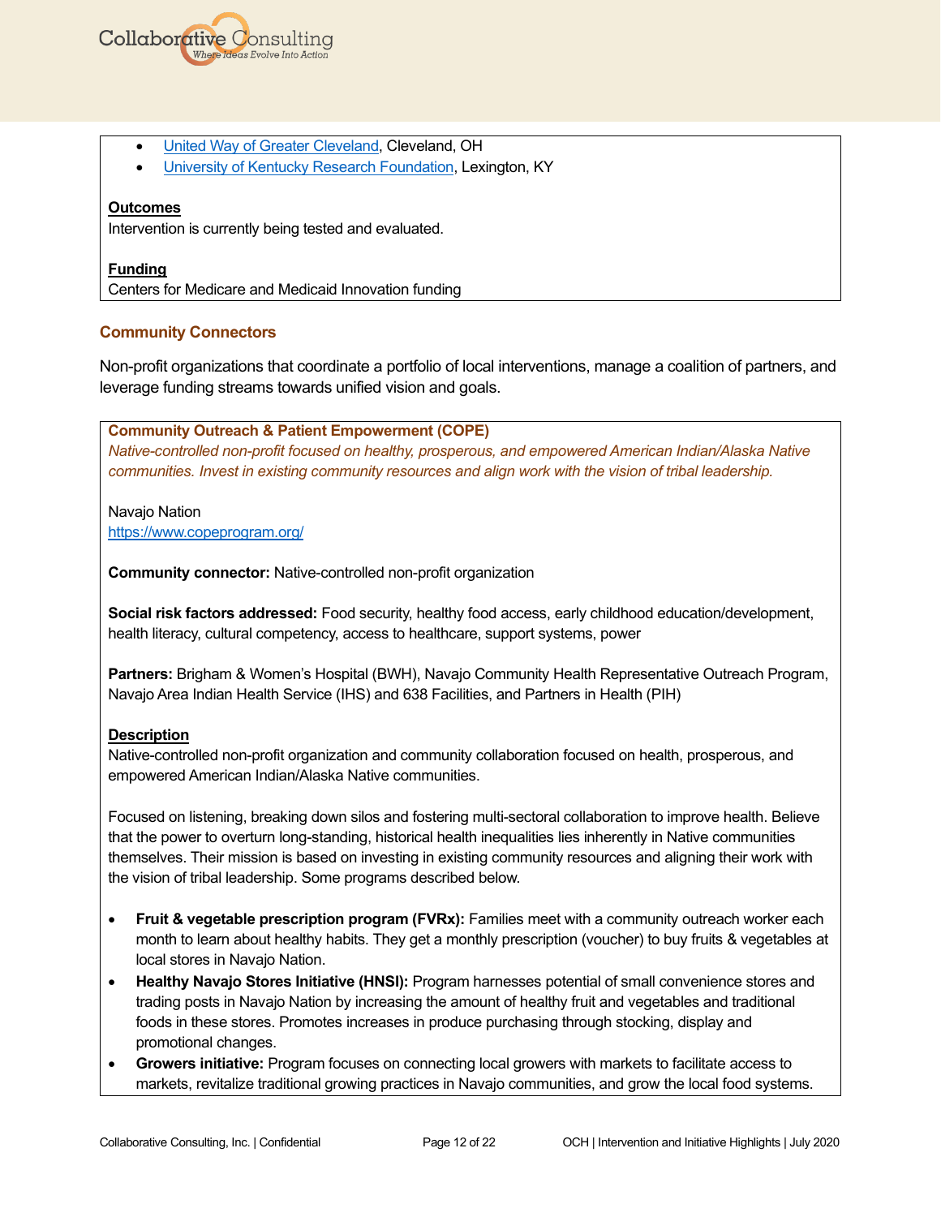- [United Way of Greater Cleveland](), Cleveland, OH
- [University of Kentucky Research Foundation](), Lexington, KY

**Outcomes**
Intervention is currently being tested and evaluated.

**Funding**
Centers for Medicare and Medicaid Innovation funding

### Community Connectors

Non-profit organizations that coordinate a portfolio of local interventions, manage a coalition of partners, and leverage funding streams towards unified vision and goals.

**Community Outreach & Patient Empowerment (COPE)**
*Native-controlled non-profit focused on healthy, prosperous, and empowered American Indian/Alaska Native communities. Invest in existing community resources and align work with the vision of tribal leadership.*

Navajo Nation
https://www.copeprogram.org/

**Community connector:** Native-controlled non-profit organization

**Social risk factors addressed:** Food security, healthy food access, early childhood education/development, health literacy, cultural competency, access to healthcare, support systems, power

**Partners:** Brigham & Women's Hospital (BWH), Navajo Community Health Representative Outreach Program, Navajo Area Indian Health Service (IHS) and 638 Facilities, and Partners in Health (PIH)

**Description**
Native-controlled non-profit organization and community collaboration focused on health, prosperous, and empowered American Indian/Alaska Native communities.

Focused on listening, breaking down silos and fostering multi-sectoral collaboration to improve health. Believe that the power to overturn long-standing, historical health inequalities lies inherently in Native communities themselves. Their mission is based on investing in existing community resources and aligning their work with the vision of tribal leadership. Some programs described below.

- **Fruit & vegetable prescription program (FVRx):** Families meet with a community outreach worker each month to learn about healthy habits. They get a monthly prescription (voucher) to buy fruits & vegetables at local stores in Navajo Nation.
- **Healthy Navajo Stores Initiative (HNSI):** Program harnesses potential of small convenience stores and trading posts in Navajo Nation by increasing the amount of healthy fruit and vegetables and traditional foods in these stores. Promotes increases in produce purchasing through stocking, display and promotional changes.
- **Growers initiative:** Program focuses on connecting local growers with markets to facilitate access to markets, revitalize traditional growing practices in Navajo communities, and grow the local food systems.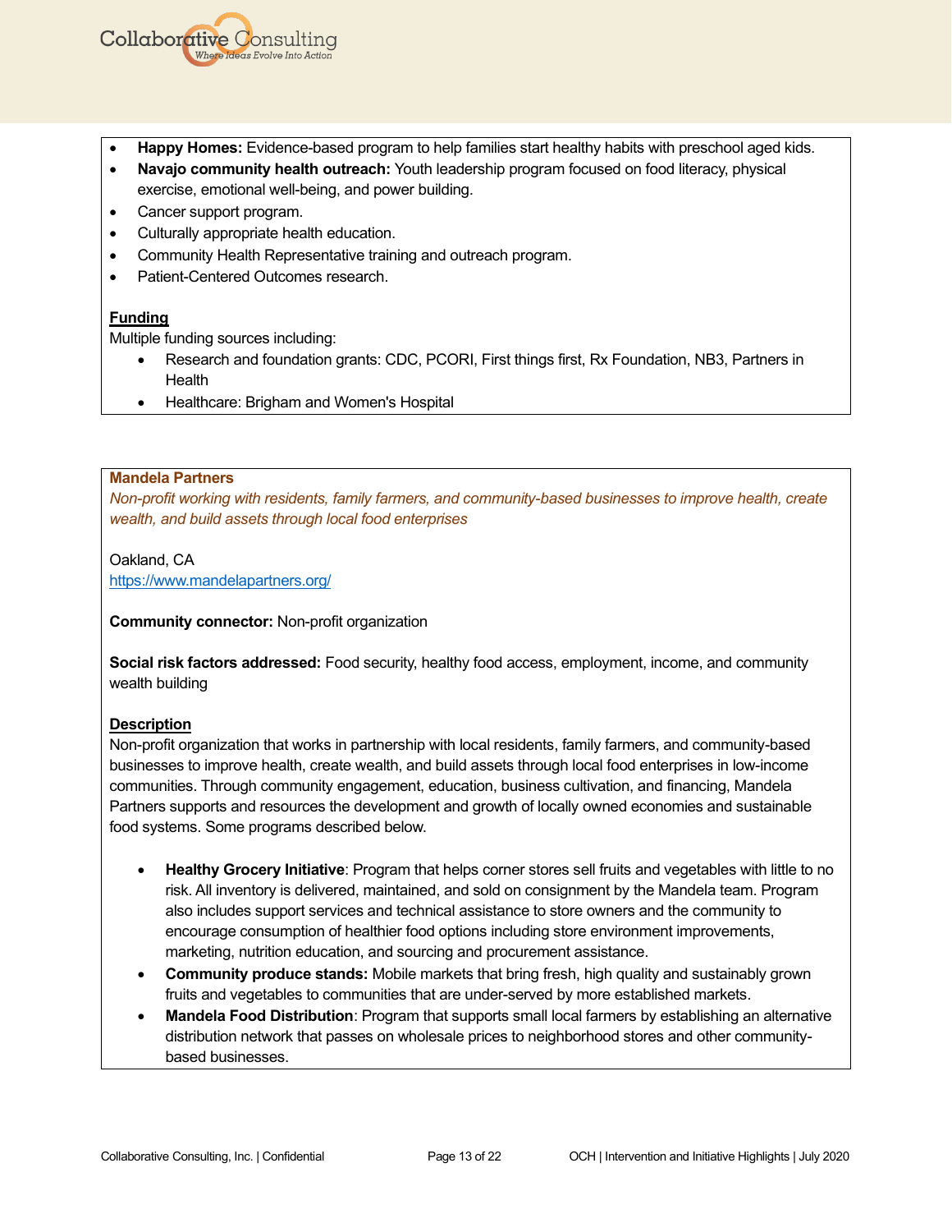- **Happy Homes:** Evidence-based program to help families start healthy habits with preschool aged kids.
- **Navajo community health outreach:** Youth leadership program focused on food literacy, physical exercise, emotional well-being, and power building.
- Cancer support program.
- Culturally appropriate health education.
- Community Health Representative training and outreach program.
- Patient-Centered Outcomes research.

**Funding**

Multiple funding sources including:

- Research and foundation grants: CDC, PCORI, First things first, Rx Foundation, NB3, Partners in Health
- Healthcare: Brigham and Women's Hospital

### Mandela Partners

*Non-profit working with residents, family farmers, and community-based businesses to improve health, create wealth, and build assets through local food enterprises*

Oakland, CA
https://www.mandelapartners.org/

**Community connector:** Non-profit organization

**Social risk factors addressed:** Food security, healthy food access, employment, income, and community wealth building

**Description**

Non-profit organization that works in partnership with local residents, family farmers, and community-based businesses to improve health, create wealth, and build assets through local food enterprises in low-income communities. Through community engagement, education, business cultivation, and financing, Mandela Partners supports and resources the development and growth of locally owned economies and sustainable food systems. Some programs described below.

- **Healthy Grocery Initiative**: Program that helps corner stores sell fruits and vegetables with little to no risk. All inventory is delivered, maintained, and sold on consignment by the Mandela team. Program also includes support services and technical assistance to store owners and the community to encourage consumption of healthier food options including store environment improvements, marketing, nutrition education, and sourcing and procurement assistance.
- **Community produce stands:** Mobile markets that bring fresh, high quality and sustainably grown fruits and vegetables to communities that are under-served by more established markets.
- **Mandela Food Distribution**: Program that supports small local farmers by establishing an alternative distribution network that passes on wholesale prices to neighborhood stores and other community-based businesses.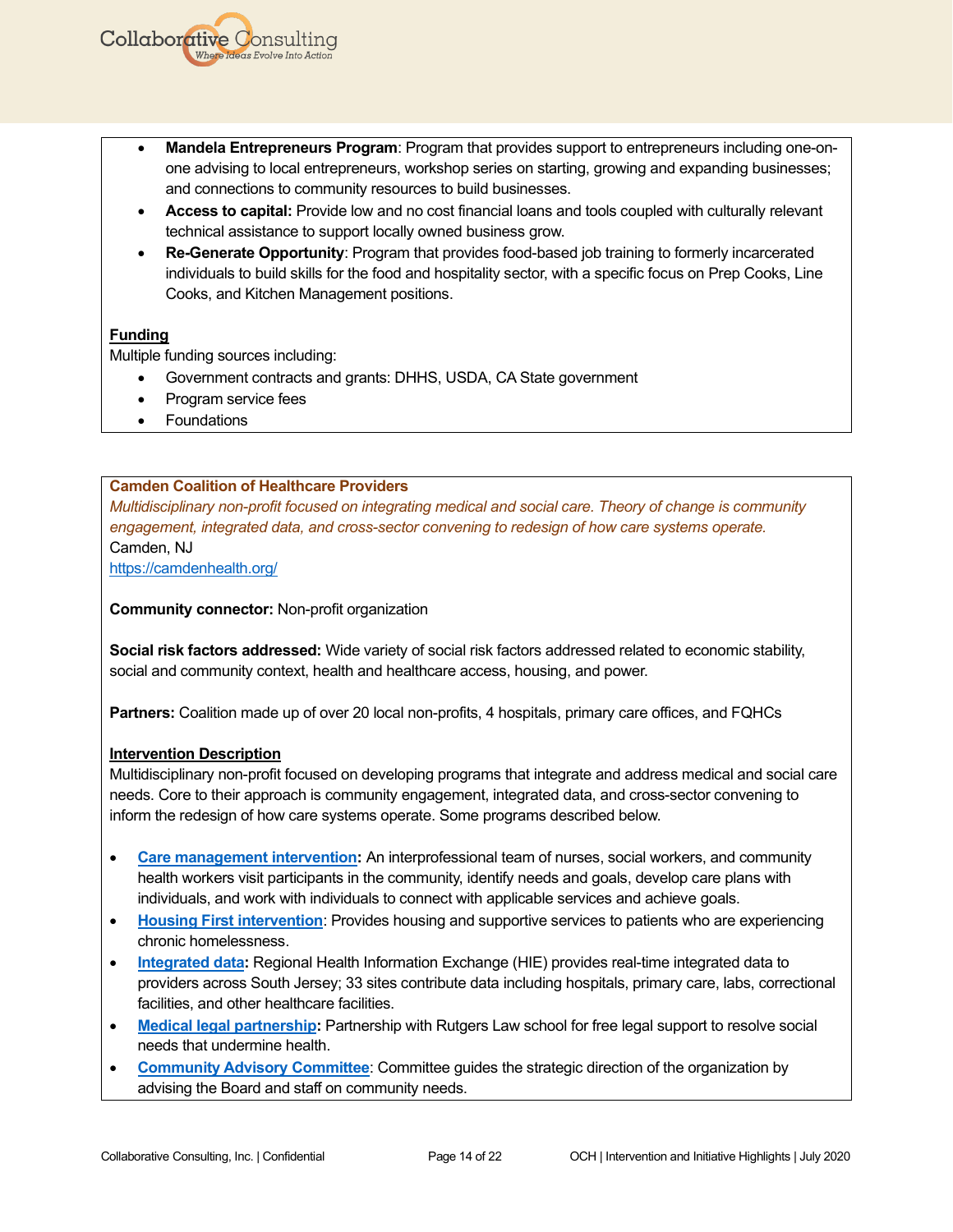- **Mandela Entrepreneurs Program**: Program that provides support to entrepreneurs including one-on-one advising to local entrepreneurs, workshop series on starting, growing and expanding businesses; and connections to community resources to build businesses.
- **Access to capital:** Provide low and no cost financial loans and tools coupled with culturally relevant technical assistance to support locally owned business grow.
- **Re-Generate Opportunity**: Program that provides food-based job training to formerly incarcerated individuals to build skills for the food and hospitality sector, with a specific focus on Prep Cooks, Line Cooks, and Kitchen Management positions.

**Funding**

Multiple funding sources including:

- Government contracts and grants: DHHS, USDA, CA State government
- Program service fees
- Foundations

**Camden Coalition of Healthcare Providers**

*Multidisciplinary non-profit focused on integrating medical and social care. Theory of change is community engagement, integrated data, and cross-sector convening to redesign of how care systems operate.*

Camden, NJ

https://camdenhealth.org/

**Community connector:** Non-profit organization

**Social risk factors addressed:** Wide variety of social risk factors addressed related to economic stability, social and community context, health and healthcare access, housing, and power.

**Partners:** Coalition made up of over 20 local non-profits, 4 hospitals, primary care offices, and FQHCs

**Intervention Description**

Multidisciplinary non-profit focused on developing programs that integrate and address medical and social care needs. Core to their approach is community engagement, integrated data, and cross-sector convening to inform the redesign of how care systems operate. Some programs described below.

- **Care management intervention:** An interprofessional team of nurses, social workers, and community health workers visit participants in the community, identify needs and goals, develop care plans with individuals, and work with individuals to connect with applicable services and achieve goals.
- **Housing First intervention**: Provides housing and supportive services to patients who are experiencing chronic homelessness.
- **Integrated data:** Regional Health Information Exchange (HIE) provides real-time integrated data to providers across South Jersey; 33 sites contribute data including hospitals, primary care, labs, correctional facilities, and other healthcare facilities.
- **Medical legal partnership:** Partnership with Rutgers Law school for free legal support to resolve social needs that undermine health.
- **Community Advisory Committee**: Committee guides the strategic direction of the organization by advising the Board and staff on community needs.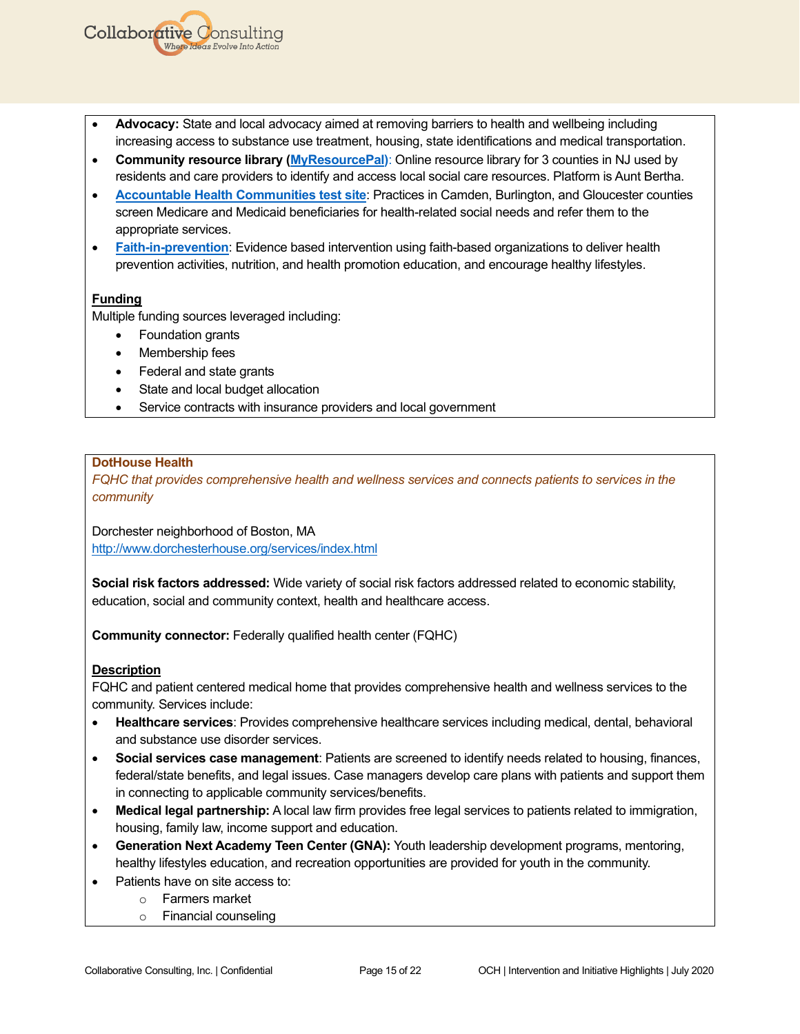- **Advocacy:** State and local advocacy aimed at removing barriers to health and wellbeing including increasing access to substance use treatment, housing, state identifications and medical transportation.
- **Community resource library (MyResourcePal)**: Online resource library for 3 counties in NJ used by residents and care providers to identify and access local social care resources. Platform is Aunt Bertha.
- **Accountable Health Communities test site**: Practices in Camden, Burlington, and Gloucester counties screen Medicare and Medicaid beneficiaries for health-related social needs and refer them to the appropriate services.
- **Faith-in-prevention**: Evidence based intervention using faith-based organizations to deliver health prevention activities, nutrition, and health promotion education, and encourage healthy lifestyles.

**Funding**

Multiple funding sources leveraged including:

- Foundation grants
- Membership fees
- Federal and state grants
- State and local budget allocation
- Service contracts with insurance providers and local government

**DotHouse Health**

*FQHC that provides comprehensive health and wellness services and connects patients to services in the community*

Dorchester neighborhood of Boston, MA
http://www.dorchesterhouse.org/services/index.html

**Social risk factors addressed:** Wide variety of social risk factors addressed related to economic stability, education, social and community context, health and healthcare access.

**Community connector:** Federally qualified health center (FQHC)

**Description**

FQHC and patient centered medical home that provides comprehensive health and wellness services to the community. Services include:

- **Healthcare services**: Provides comprehensive healthcare services including medical, dental, behavioral and substance use disorder services.
- **Social services case management**: Patients are screened to identify needs related to housing, finances, federal/state benefits, and legal issues. Case managers develop care plans with patients and support them in connecting to applicable community services/benefits.
- **Medical legal partnership:** A local law firm provides free legal services to patients related to immigration, housing, family law, income support and education.
- **Generation Next Academy Teen Center (GNA):** Youth leadership development programs, mentoring, healthy lifestyles education, and recreation opportunities are provided for youth in the community.
- Patients have on site access to:
  - Farmers market
  - Financial counseling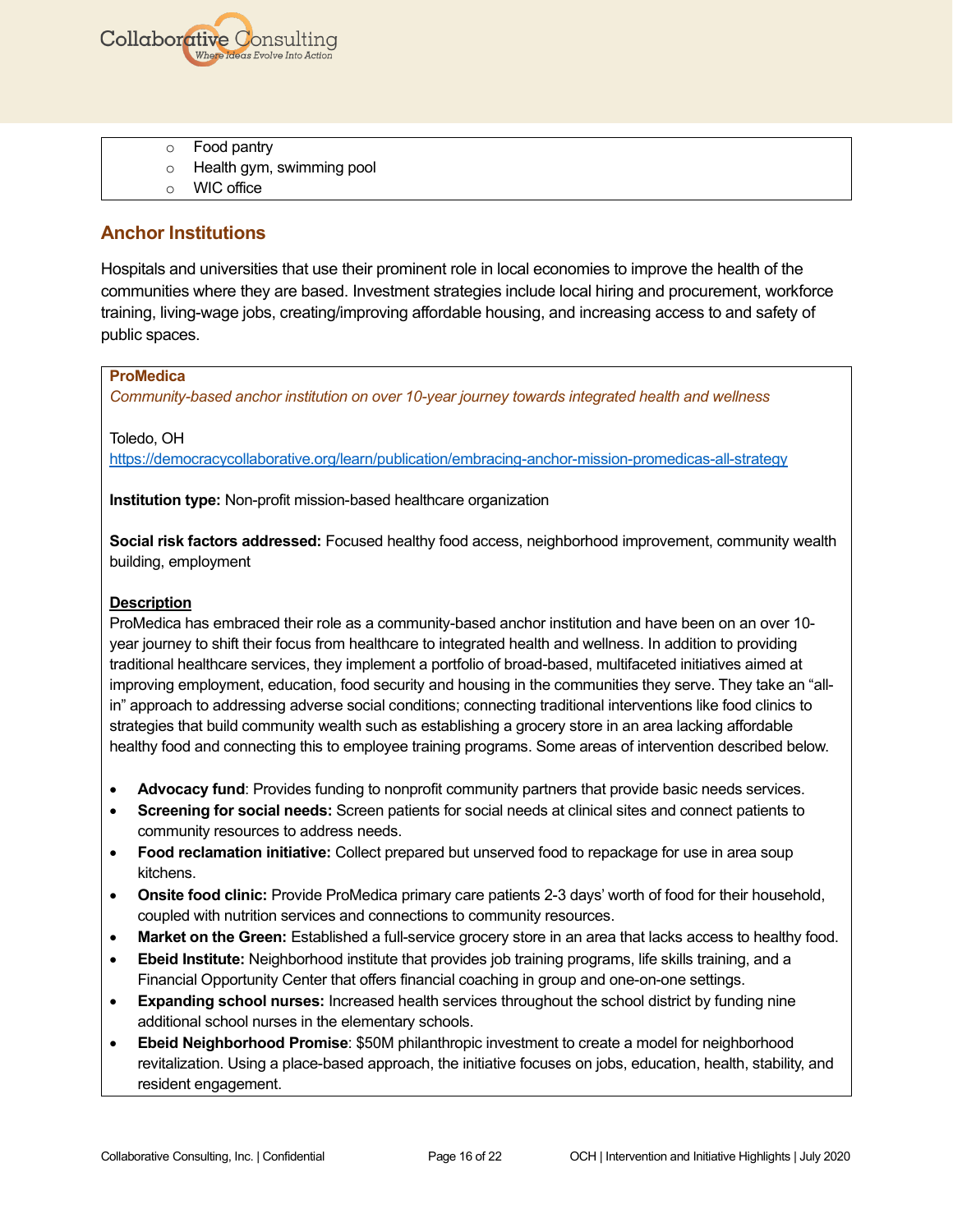- Food pantry
- Health gym, swimming pool
- WIC office

## Anchor Institutions

Hospitals and universities that use their prominent role in local economies to improve the health of the communities where they are based. Investment strategies include local hiring and procurement, workforce training, living-wage jobs, creating/improving affordable housing, and increasing access to and safety of public spaces.

**ProMedica**

*Community-based anchor institution on over 10-year journey towards integrated health and wellness*

Toledo, OH
https://democracycollaborative.org/learn/publication/embracing-anchor-mission-promedicas-all-strategy

**Institution type:** Non-profit mission-based healthcare organization

**Social risk factors addressed:** Focused healthy food access, neighborhood improvement, community wealth building, employment

**Description**

ProMedica has embraced their role as a community-based anchor institution and have been on an over 10-year journey to shift their focus from healthcare to integrated health and wellness. In addition to providing traditional healthcare services, they implement a portfolio of broad-based, multifaceted initiatives aimed at improving employment, education, food security and housing in the communities they serve. They take an "all-in" approach to addressing adverse social conditions; connecting traditional interventions like food clinics to strategies that build community wealth such as establishing a grocery store in an area lacking affordable healthy food and connecting this to employee training programs. Some areas of intervention described below.

- **Advocacy fund**: Provides funding to nonprofit community partners that provide basic needs services.
- **Screening for social needs:** Screen patients for social needs at clinical sites and connect patients to community resources to address needs.
- **Food reclamation initiative:** Collect prepared but unserved food to repackage for use in area soup kitchens.
- **Onsite food clinic:** Provide ProMedica primary care patients 2-3 days' worth of food for their household, coupled with nutrition services and connections to community resources.
- **Market on the Green:** Established a full-service grocery store in an area that lacks access to healthy food.
- **Ebeid Institute:** Neighborhood institute that provides job training programs, life skills training, and a Financial Opportunity Center that offers financial coaching in group and one-on-one settings.
- **Expanding school nurses:** Increased health services throughout the school district by funding nine additional school nurses in the elementary schools.
- **Ebeid Neighborhood Promise**: $50M philanthropic investment to create a model for neighborhood revitalization. Using a place-based approach, the initiative focuses on jobs, education, health, stability, and resident engagement.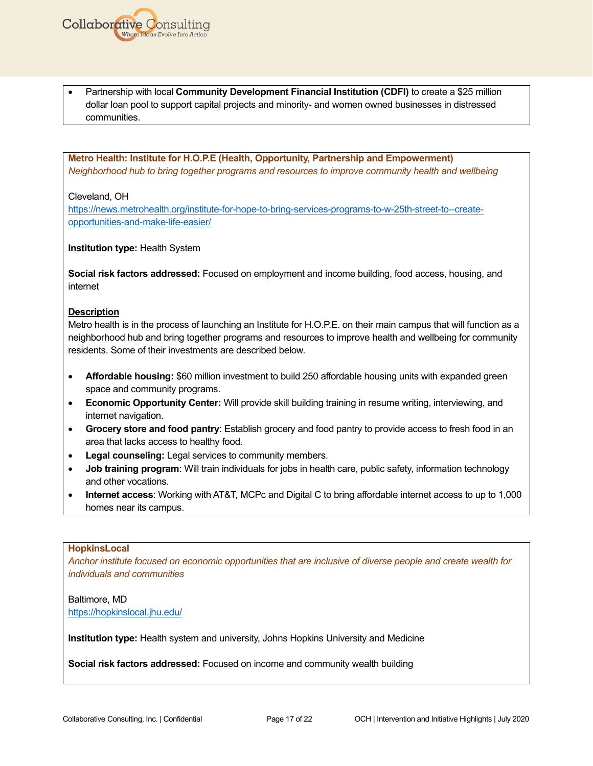- Partnership with local **Community Development Financial Institution (CDFI)** to create a $25 million dollar loan pool to support capital projects and minority- and women owned businesses in distressed communities.

**Metro Health: Institute for H.O.P.E (Health, Opportunity, Partnership and Empowerment)**
*Neighborhood hub to bring together programs and resources to improve community health and wellbeing*

Cleveland, OH
https://news.metrohealth.org/institute-for-hope-to-bring-services-programs-to-w-25th-street-to--create-opportunities-and-make-life-easier/

**Institution type:** Health System

**Social risk factors addressed:** Focused on employment and income building, food access, housing, and internet

**Description**
Metro health is in the process of launching an Institute for H.O.P.E. on their main campus that will function as a neighborhood hub and bring together programs and resources to improve health and wellbeing for community residents. Some of their investments are described below.

- **Affordable housing:** $60 million investment to build 250 affordable housing units with expanded green space and community programs.
- **Economic Opportunity Center:** Will provide skill building training in resume writing, interviewing, and internet navigation.
- **Grocery store and food pantry**: Establish grocery and food pantry to provide access to fresh food in an area that lacks access to healthy food.
- **Legal counseling:** Legal services to community members.
- **Job training program**: Will train individuals for jobs in health care, public safety, information technology and other vocations.
- **Internet access**: Working with AT&T, MCPc and Digital C to bring affordable internet access to up to 1,000 homes near its campus.

**HopkinsLocal**
*Anchor institute focused on economic opportunities that are inclusive of diverse people and create wealth for individuals and communities*

Baltimore, MD
https://hopkinslocal.jhu.edu/

**Institution type:** Health system and university, Johns Hopkins University and Medicine

**Social risk factors addressed:** Focused on income and community wealth building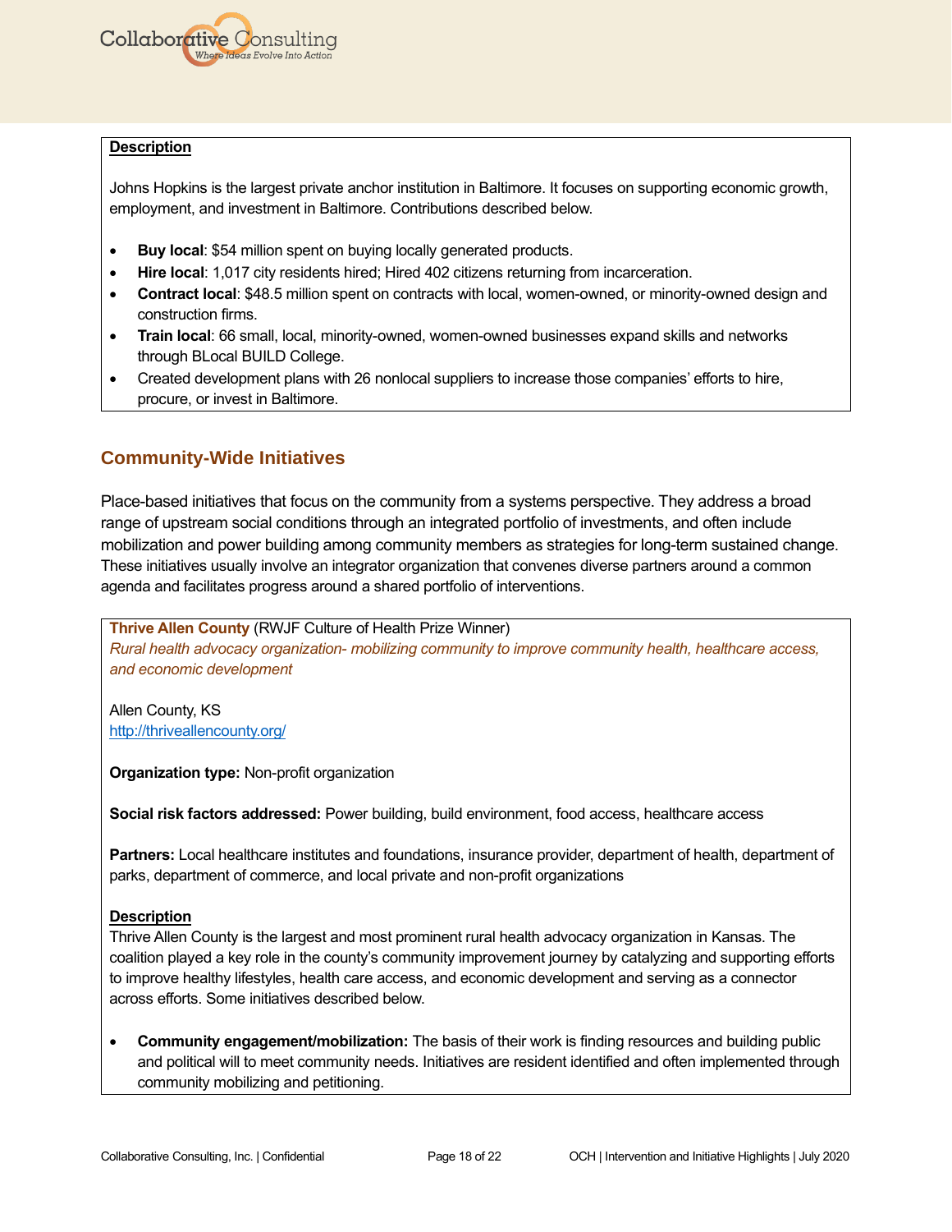**Description**

Johns Hopkins is the largest private anchor institution in Baltimore. It focuses on supporting economic growth, employment, and investment in Baltimore. Contributions described below.

- **Buy local**: $54 million spent on buying locally generated products.
- **Hire local**: 1,017 city residents hired; Hired 402 citizens returning from incarceration.
- **Contract local**: $48.5 million spent on contracts with local, women-owned, or minority-owned design and construction firms.
- **Train local**: 66 small, local, minority-owned, women-owned businesses expand skills and networks through BLocal BUILD College.
- Created development plans with 26 nonlocal suppliers to increase those companies' efforts to hire, procure, or invest in Baltimore.

## Community-Wide Initiatives

Place-based initiatives that focus on the community from a systems perspective. They address a broad range of upstream social conditions through an integrated portfolio of investments, and often include mobilization and power building among community members as strategies for long-term sustained change. These initiatives usually involve an integrator organization that convenes diverse partners around a common agenda and facilitates progress around a shared portfolio of interventions.

**Thrive Allen County** (RWJF Culture of Health Prize Winner)
*Rural health advocacy organization- mobilizing community to improve community health, healthcare access, and economic development*

Allen County, KS
http://thriveallencounty.org/

**Organization type:** Non-profit organization

**Social risk factors addressed:** Power building, build environment, food access, healthcare access

**Partners:** Local healthcare institutes and foundations, insurance provider, department of health, department of parks, department of commerce, and local private and non-profit organizations

**Description**

Thrive Allen County is the largest and most prominent rural health advocacy organization in Kansas. The coalition played a key role in the county's community improvement journey by catalyzing and supporting efforts to improve healthy lifestyles, health care access, and economic development and serving as a connector across efforts. Some initiatives described below.

- **Community engagement/mobilization:** The basis of their work is finding resources and building public and political will to meet community needs. Initiatives are resident identified and often implemented through community mobilizing and petitioning.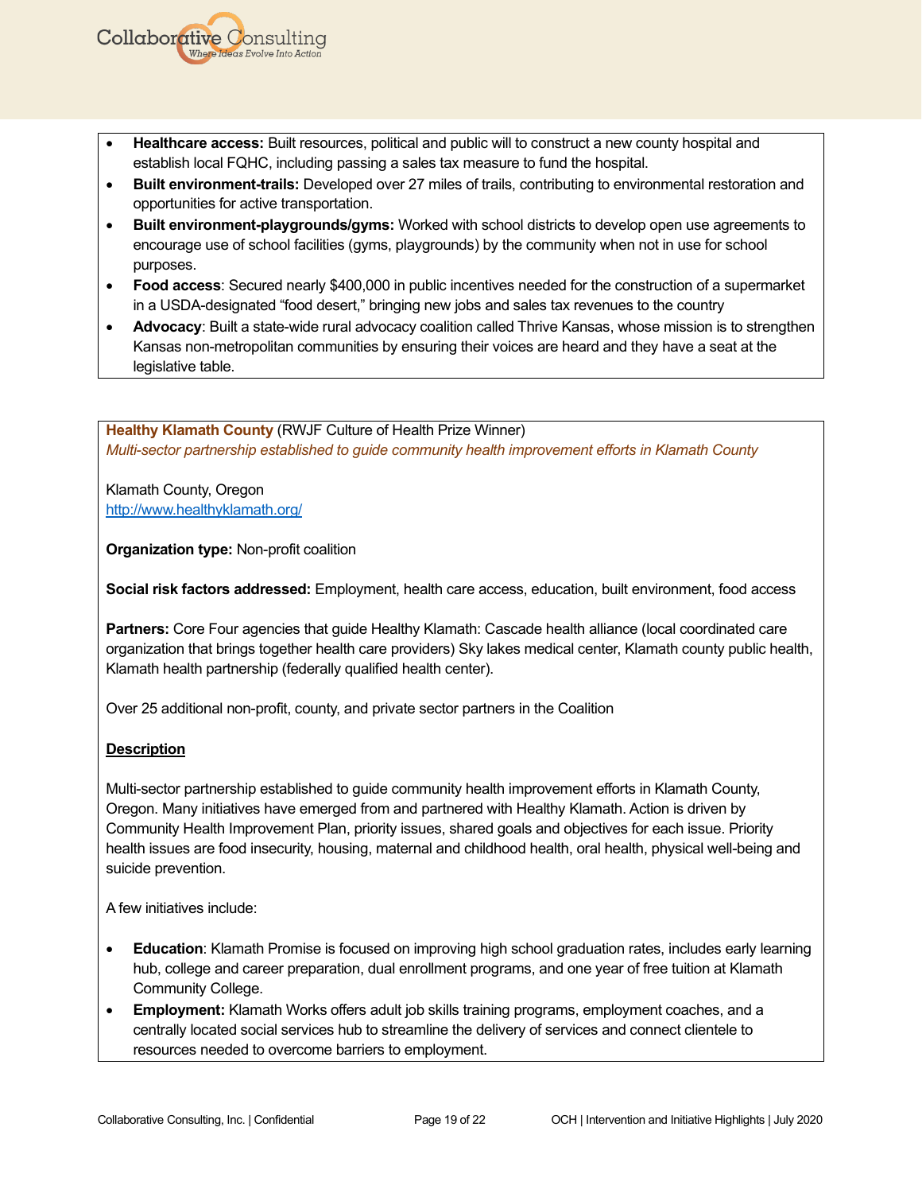- **Healthcare access:** Built resources, political and public will to construct a new county hospital and establish local FQHC, including passing a sales tax measure to fund the hospital.
- **Built environment-trails:** Developed over 27 miles of trails, contributing to environmental restoration and opportunities for active transportation.
- **Built environment-playgrounds/gyms:** Worked with school districts to develop open use agreements to encourage use of school facilities (gyms, playgrounds) by the community when not in use for school purposes.
- **Food access**: Secured nearly $400,000 in public incentives needed for the construction of a supermarket in a USDA-designated "food desert," bringing new jobs and sales tax revenues to the country
- **Advocacy**: Built a state-wide rural advocacy coalition called Thrive Kansas, whose mission is to strengthen Kansas non-metropolitan communities by ensuring their voices are heard and they have a seat at the legislative table.

**Healthy Klamath County** (RWJF Culture of Health Prize Winner)
*Multi-sector partnership established to guide community health improvement efforts in Klamath County*

Klamath County, Oregon
http://www.healthyklamath.org/

**Organization type:** Non-profit coalition

**Social risk factors addressed:** Employment, health care access, education, built environment, food access

**Partners:** Core Four agencies that guide Healthy Klamath: Cascade health alliance (local coordinated care organization that brings together health care providers) Sky lakes medical center, Klamath county public health, Klamath health partnership (federally qualified health center).

Over 25 additional non-profit, county, and private sector partners in the Coalition

**Description**

Multi-sector partnership established to guide community health improvement efforts in Klamath County, Oregon. Many initiatives have emerged from and partnered with Healthy Klamath. Action is driven by Community Health Improvement Plan, priority issues, shared goals and objectives for each issue. Priority health issues are food insecurity, housing, maternal and childhood health, oral health, physical well-being and suicide prevention.

A few initiatives include:

- **Education**: Klamath Promise is focused on improving high school graduation rates, includes early learning hub, college and career preparation, dual enrollment programs, and one year of free tuition at Klamath Community College.
- **Employment:** Klamath Works offers adult job skills training programs, employment coaches, and a centrally located social services hub to streamline the delivery of services and connect clientele to resources needed to overcome barriers to employment.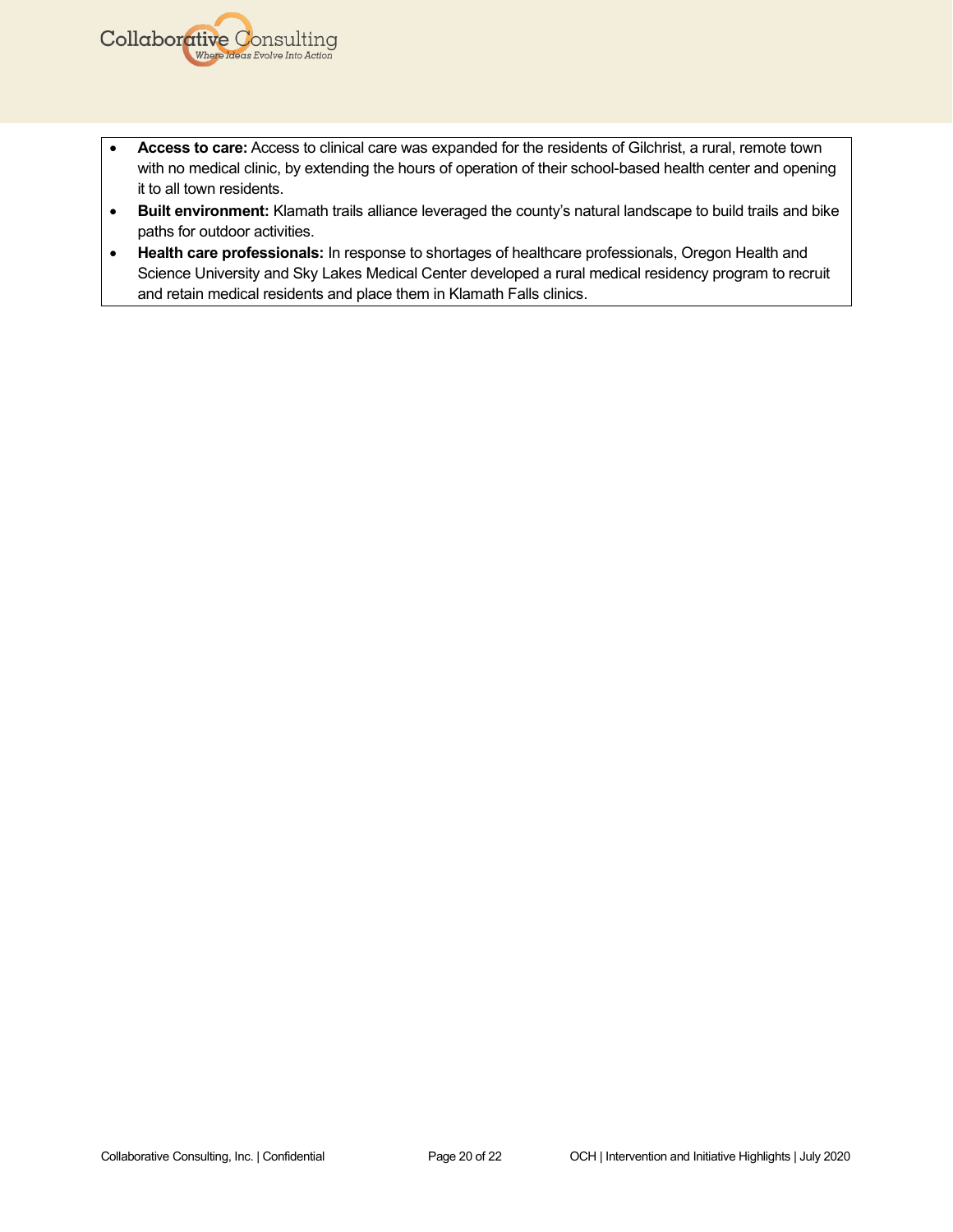- **Access to care:** Access to clinical care was expanded for the residents of Gilchrist, a rural, remote town with no medical clinic, by extending the hours of operation of their school-based health center and opening it to all town residents.
- **Built environment:** Klamath trails alliance leveraged the county's natural landscape to build trails and bike paths for outdoor activities.
- **Health care professionals:** In response to shortages of healthcare professionals, Oregon Health and Science University and Sky Lakes Medical Center developed a rural medical residency program to recruit and retain medical residents and place them in Klamath Falls clinics.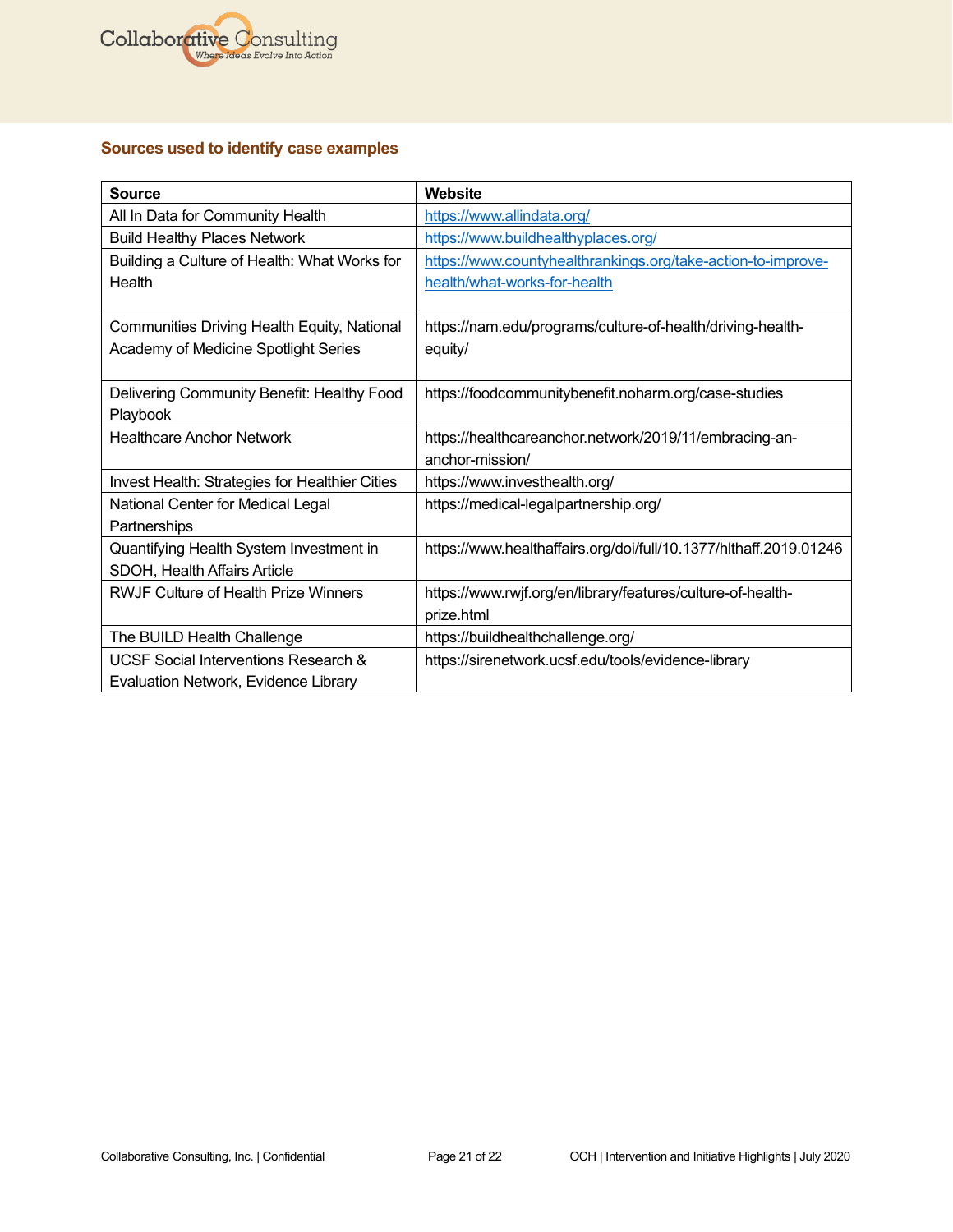## Sources used to identify case examples

| Source | Website |
|---|---|
| All In Data for Community Health | https://www.allindata.org/ |
| Build Healthy Places Network | https://www.buildhealthyplaces.org/ |
| Building a Culture of Health: What Works for Health | https://www.countyhealthrankings.org/take-action-to-improve-health/what-works-for-health |
| Communities Driving Health Equity, National Academy of Medicine Spotlight Series | https://nam.edu/programs/culture-of-health/driving-health-equity/ |
| Delivering Community Benefit: Healthy Food Playbook | https://foodcommunitybenefit.noharm.org/case-studies |
| Healthcare Anchor Network | https://healthcareanchor.network/2019/11/embracing-an-anchor-mission/ |
| Invest Health: Strategies for Healthier Cities | https://www.investhealth.org/ |
| National Center for Medical Legal Partnerships | https://medical-legalpartnership.org/ |
| Quantifying Health System Investment in SDOH, Health Affairs Article | https://www.healthaffairs.org/doi/full/10.1377/hlthaff.2019.01246 |
| RWJF Culture of Health Prize Winners | https://www.rwjf.org/en/library/features/culture-of-health-prize.html |
| The BUILD Health Challenge | https://buildhealthchallenge.org/ |
| UCSF Social Interventions Research & Evaluation Network, Evidence Library | https://sirenetwork.ucsf.edu/tools/evidence-library |